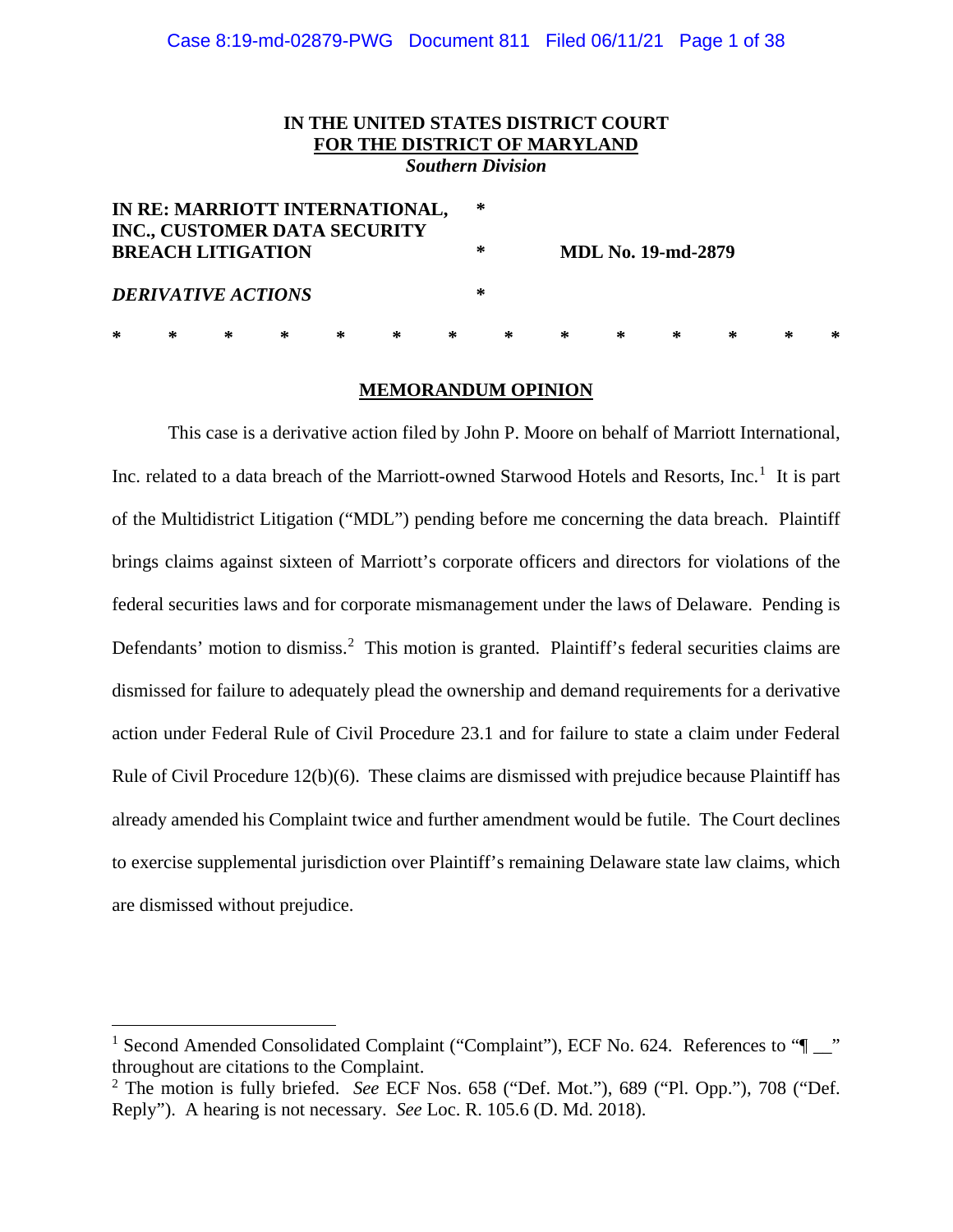**IN THE UNITED STATES DISTRICT COURT**
**FOR THE DISTRICT OF MARYLAND**
***Southern Division***

| | | |
|---|---|---|
| **IN RE: MARRIOTT INTERNATIONAL, INC., CUSTOMER DATA SECURITY BREACH LITIGATION** | * | **MDL No. 19-md-2879** |
| | * | |
| ***DERIVATIVE ACTIONS*** | * | |

\* \* \* \* \* \* \* \* \* \* \* \* \* \*

## MEMORANDUM OPINION

This case is a derivative action filed by John P. Moore on behalf of Marriott International, Inc. related to a data breach of the Marriott-owned Starwood Hotels and Resorts, Inc.[1] It is part of the Multidistrict Litigation ("MDL") pending before me concerning the data breach. Plaintiff brings claims against sixteen of Marriott's corporate officers and directors for violations of the federal securities laws and for corporate mismanagement under the laws of Delaware. Pending is Defendants' motion to dismiss.[2] This motion is granted. Plaintiff's federal securities claims are dismissed for failure to adequately plead the ownership and demand requirements for a derivative action under Federal Rule of Civil Procedure 23.1 and for failure to state a claim under Federal Rule of Civil Procedure 12(b)(6). These claims are dismissed with prejudice because Plaintiff has already amended his Complaint twice and further amendment would be futile. The Court declines to exercise supplemental jurisdiction over Plaintiff's remaining Delaware state law claims, which are dismissed without prejudice.

---

[1] Second Amended Consolidated Complaint ("Complaint"), ECF No. 624. References to "¶ __" throughout are citations to the Complaint.

[2] The motion is fully briefed. *See* ECF Nos. 658 ("Def. Mot."), 689 ("Pl. Opp."), 708 ("Def. Reply"). A hearing is not necessary. *See* Loc. R. 105.6 (D. Md. 2018).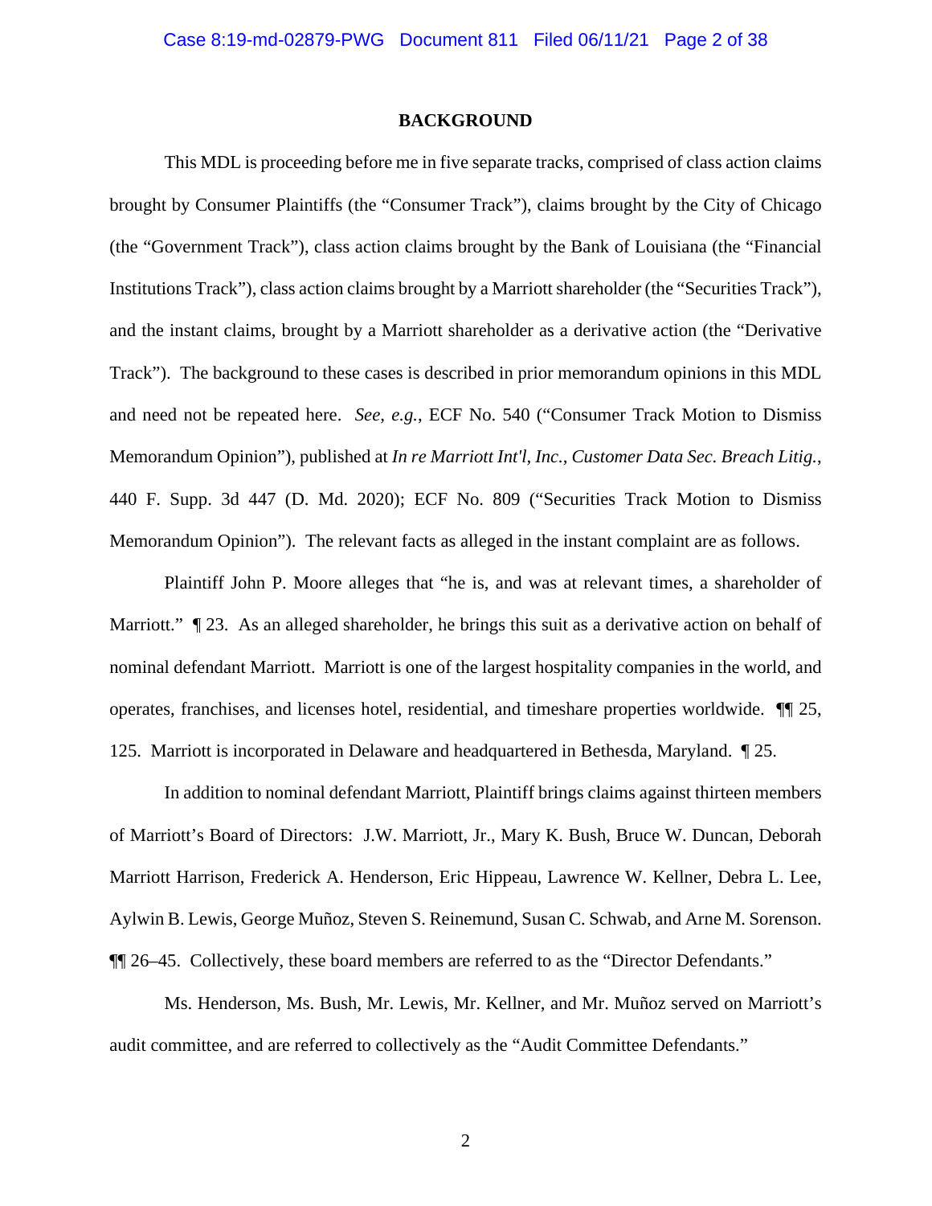## BACKGROUND

This MDL is proceeding before me in five separate tracks, comprised of class action claims brought by Consumer Plaintiffs (the "Consumer Track"), claims brought by the City of Chicago (the "Government Track"), class action claims brought by the Bank of Louisiana (the "Financial Institutions Track"), class action claims brought by a Marriott shareholder (the "Securities Track"), and the instant claims, brought by a Marriott shareholder as a derivative action (the "Derivative Track"). The background to these cases is described in prior memorandum opinions in this MDL and need not be repeated here. *See, e.g.*, ECF No. 540 ("Consumer Track Motion to Dismiss Memorandum Opinion"), published at *In re Marriott Int'l, Inc., Customer Data Sec. Breach Litig.*, 440 F. Supp. 3d 447 (D. Md. 2020); ECF No. 809 ("Securities Track Motion to Dismiss Memorandum Opinion"). The relevant facts as alleged in the instant complaint are as follows.

Plaintiff John P. Moore alleges that "he is, and was at relevant times, a shareholder of Marriott." ¶ 23. As an alleged shareholder, he brings this suit as a derivative action on behalf of nominal defendant Marriott. Marriott is one of the largest hospitality companies in the world, and operates, franchises, and licenses hotel, residential, and timeshare properties worldwide. ¶¶ 25, 125. Marriott is incorporated in Delaware and headquartered in Bethesda, Maryland. ¶ 25.

In addition to nominal defendant Marriott, Plaintiff brings claims against thirteen members of Marriott's Board of Directors: J.W. Marriott, Jr., Mary K. Bush, Bruce W. Duncan, Deborah Marriott Harrison, Frederick A. Henderson, Eric Hippeau, Lawrence W. Kellner, Debra L. Lee, Aylwin B. Lewis, George Muñoz, Steven S. Reinemund, Susan C. Schwab, and Arne M. Sorenson. ¶¶ 26–45. Collectively, these board members are referred to as the "Director Defendants."

Ms. Henderson, Ms. Bush, Mr. Lewis, Mr. Kellner, and Mr. Muñoz served on Marriott's audit committee, and are referred to collectively as the "Audit Committee Defendants."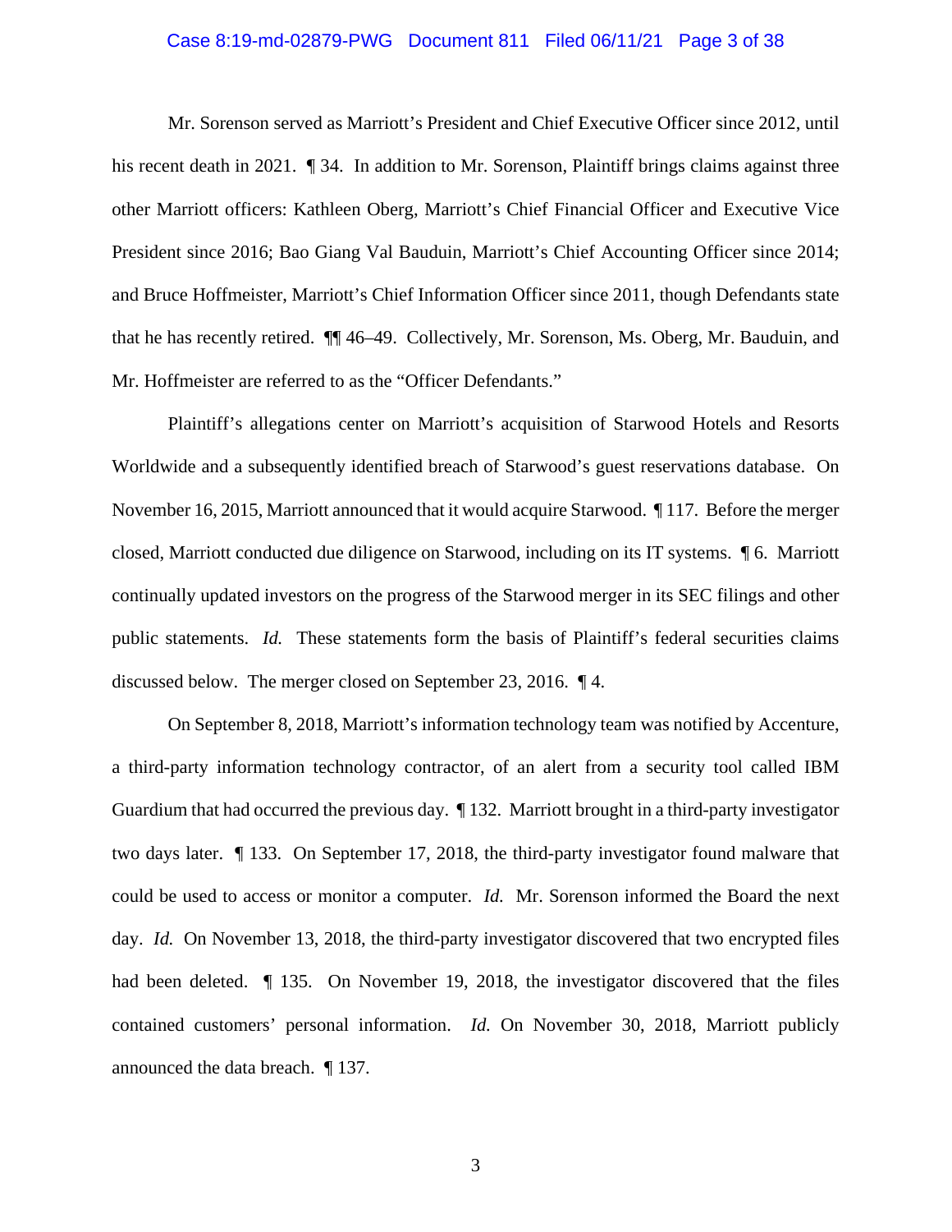Mr. Sorenson served as Marriott's President and Chief Executive Officer since 2012, until his recent death in 2021. ¶ 34. In addition to Mr. Sorenson, Plaintiff brings claims against three other Marriott officers: Kathleen Oberg, Marriott's Chief Financial Officer and Executive Vice President since 2016; Bao Giang Val Bauduin, Marriott's Chief Accounting Officer since 2014; and Bruce Hoffmeister, Marriott's Chief Information Officer since 2011, though Defendants state that he has recently retired. ¶¶ 46–49. Collectively, Mr. Sorenson, Ms. Oberg, Mr. Bauduin, and Mr. Hoffmeister are referred to as the "Officer Defendants."

Plaintiff's allegations center on Marriott's acquisition of Starwood Hotels and Resorts Worldwide and a subsequently identified breach of Starwood's guest reservations database. On November 16, 2015, Marriott announced that it would acquire Starwood. ¶ 117. Before the merger closed, Marriott conducted due diligence on Starwood, including on its IT systems. ¶ 6. Marriott continually updated investors on the progress of the Starwood merger in its SEC filings and other public statements. *Id.* These statements form the basis of Plaintiff's federal securities claims discussed below. The merger closed on September 23, 2016. ¶ 4.

On September 8, 2018, Marriott's information technology team was notified by Accenture, a third-party information technology contractor, of an alert from a security tool called IBM Guardium that had occurred the previous day. ¶ 132. Marriott brought in a third-party investigator two days later. ¶ 133. On September 17, 2018, the third-party investigator found malware that could be used to access or monitor a computer. *Id.* Mr. Sorenson informed the Board the next day. *Id.* On November 13, 2018, the third-party investigator discovered that two encrypted files had been deleted. ¶ 135. On November 19, 2018, the investigator discovered that the files contained customers' personal information. *Id.* On November 30, 2018, Marriott publicly announced the data breach. ¶ 137.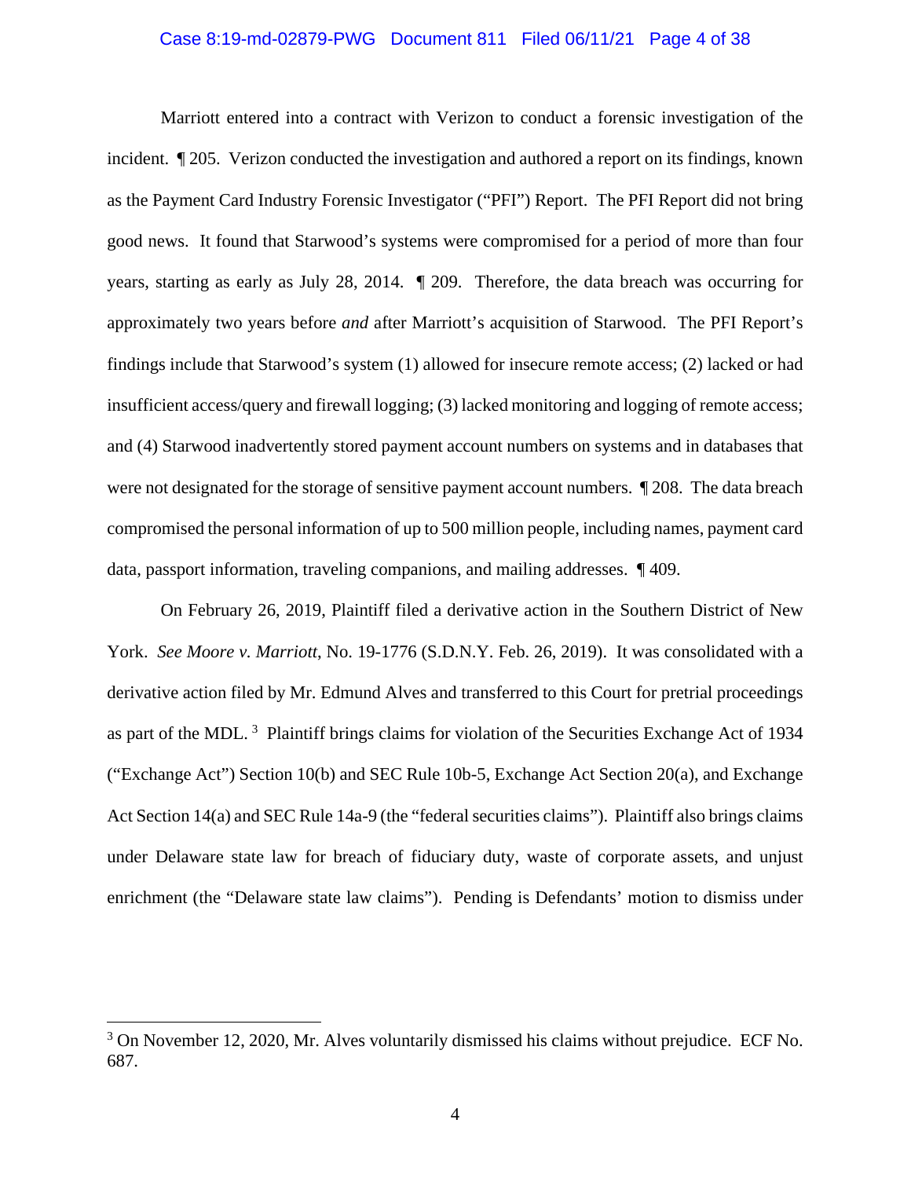Marriott entered into a contract with Verizon to conduct a forensic investigation of the incident. ¶ 205. Verizon conducted the investigation and authored a report on its findings, known as the Payment Card Industry Forensic Investigator ("PFI") Report. The PFI Report did not bring good news. It found that Starwood's systems were compromised for a period of more than four years, starting as early as July 28, 2014. ¶ 209. Therefore, the data breach was occurring for approximately two years before *and* after Marriott's acquisition of Starwood. The PFI Report's findings include that Starwood's system (1) allowed for insecure remote access; (2) lacked or had insufficient access/query and firewall logging; (3) lacked monitoring and logging of remote access; and (4) Starwood inadvertently stored payment account numbers on systems and in databases that were not designated for the storage of sensitive payment account numbers. ¶ 208. The data breach compromised the personal information of up to 500 million people, including names, payment card data, passport information, traveling companions, and mailing addresses. ¶ 409.

On February 26, 2019, Plaintiff filed a derivative action in the Southern District of New York. *See Moore v. Marriott*, No. 19-1776 (S.D.N.Y. Feb. 26, 2019). It was consolidated with a derivative action filed by Mr. Edmund Alves and transferred to this Court for pretrial proceedings as part of the MDL. [3] Plaintiff brings claims for violation of the Securities Exchange Act of 1934 ("Exchange Act") Section 10(b) and SEC Rule 10b-5, Exchange Act Section 20(a), and Exchange Act Section 14(a) and SEC Rule 14a-9 (the "federal securities claims"). Plaintiff also brings claims under Delaware state law for breach of fiduciary duty, waste of corporate assets, and unjust enrichment (the "Delaware state law claims"). Pending is Defendants' motion to dismiss under

[3] On November 12, 2020, Mr. Alves voluntarily dismissed his claims without prejudice. ECF No. 687.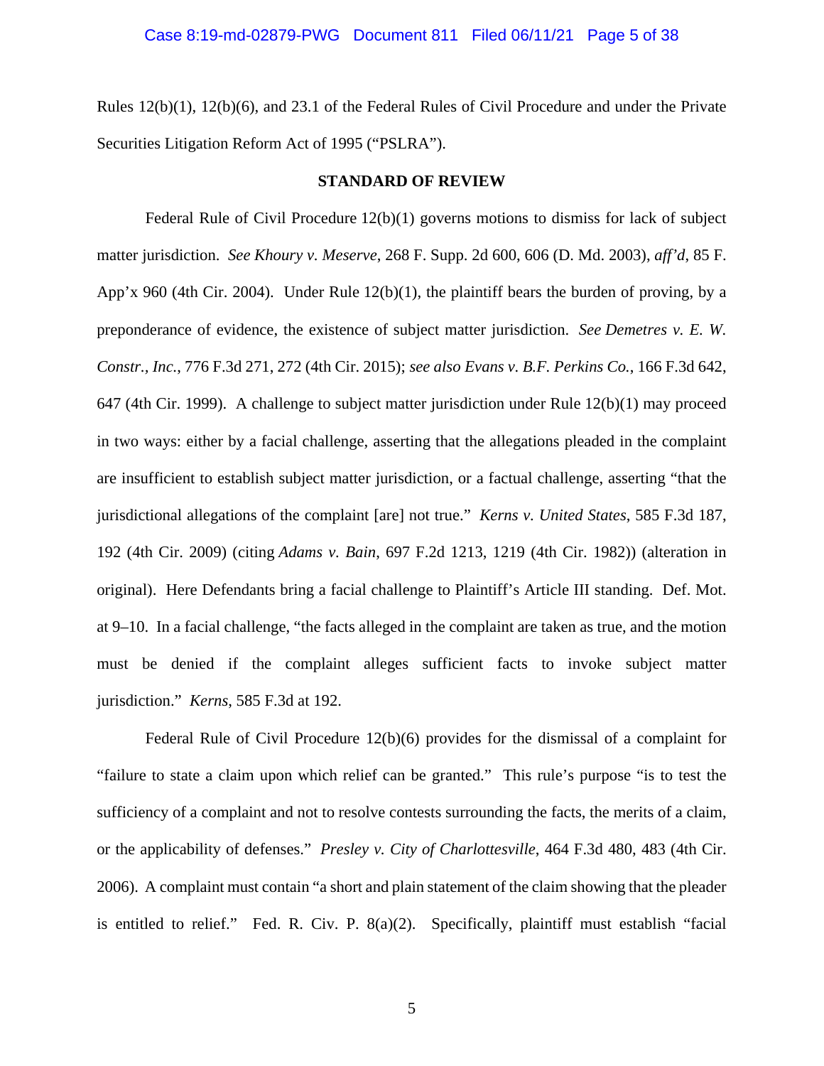Rules 12(b)(1), 12(b)(6), and 23.1 of the Federal Rules of Civil Procedure and under the Private Securities Litigation Reform Act of 1995 ("PSLRA").

**STANDARD OF REVIEW**

Federal Rule of Civil Procedure 12(b)(1) governs motions to dismiss for lack of subject matter jurisdiction. *See Khoury v. Meserve*, 268 F. Supp. 2d 600, 606 (D. Md. 2003), *aff'd*, 85 F. App'x 960 (4th Cir. 2004). Under Rule 12(b)(1), the plaintiff bears the burden of proving, by a preponderance of evidence, the existence of subject matter jurisdiction. *See Demetres v. E. W. Constr., Inc.*, 776 F.3d 271, 272 (4th Cir. 2015); *see also Evans v. B.F. Perkins Co.*, 166 F.3d 642, 647 (4th Cir. 1999). A challenge to subject matter jurisdiction under Rule 12(b)(1) may proceed in two ways: either by a facial challenge, asserting that the allegations pleaded in the complaint are insufficient to establish subject matter jurisdiction, or a factual challenge, asserting "that the jurisdictional allegations of the complaint [are] not true." *Kerns v. United States*, 585 F.3d 187, 192 (4th Cir. 2009) (citing *Adams v. Bain*, 697 F.2d 1213, 1219 (4th Cir. 1982)) (alteration in original). Here Defendants bring a facial challenge to Plaintiff's Article III standing. Def. Mot. at 9–10. In a facial challenge, "the facts alleged in the complaint are taken as true, and the motion must be denied if the complaint alleges sufficient facts to invoke subject matter jurisdiction." *Kerns*, 585 F.3d at 192.

Federal Rule of Civil Procedure 12(b)(6) provides for the dismissal of a complaint for "failure to state a claim upon which relief can be granted." This rule's purpose "is to test the sufficiency of a complaint and not to resolve contests surrounding the facts, the merits of a claim, or the applicability of defenses." *Presley v. City of Charlottesville*, 464 F.3d 480, 483 (4th Cir. 2006). A complaint must contain "a short and plain statement of the claim showing that the pleader is entitled to relief." Fed. R. Civ. P. 8(a)(2). Specifically, plaintiff must establish "facial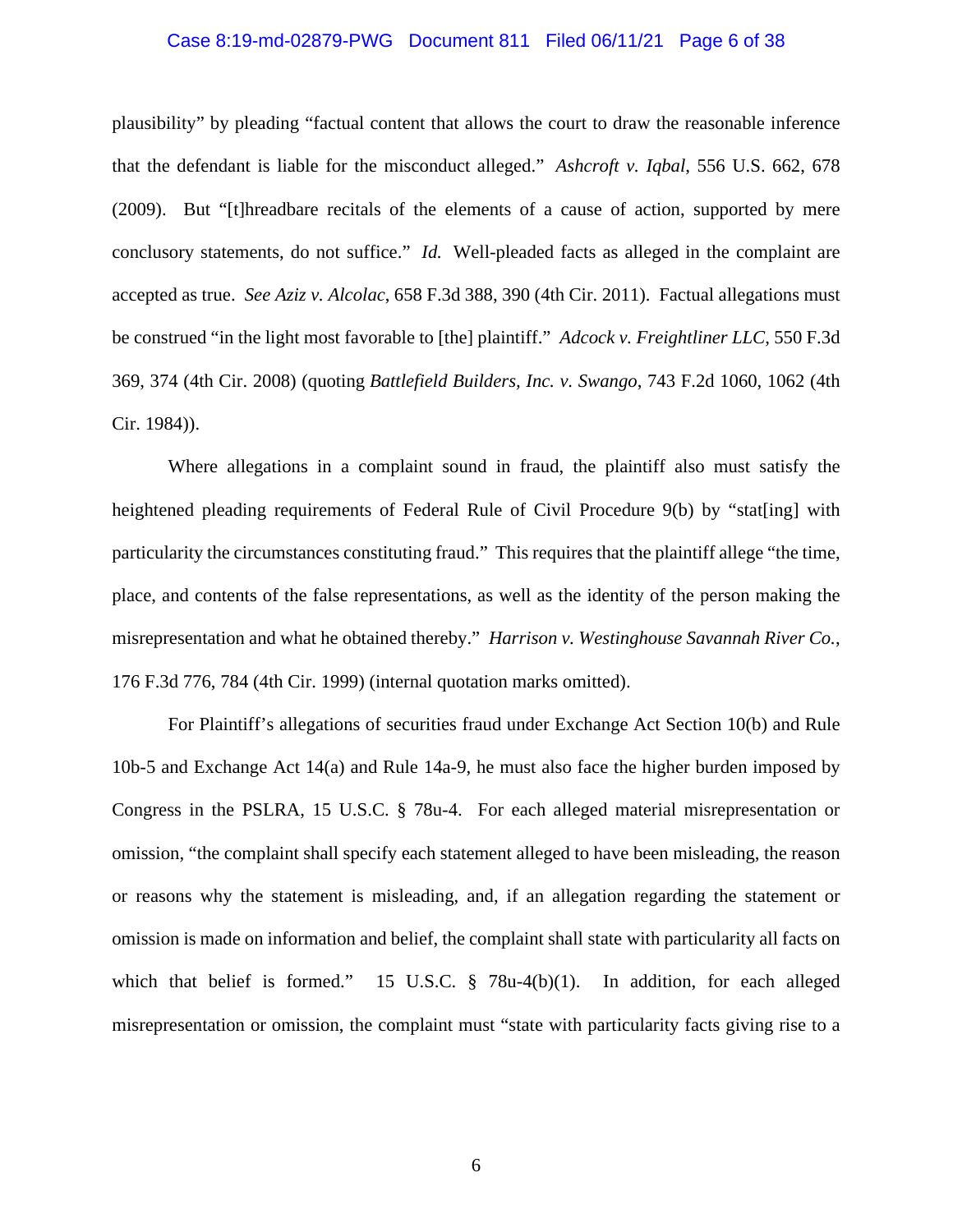plausibility" by pleading "factual content that allows the court to draw the reasonable inference that the defendant is liable for the misconduct alleged." *Ashcroft v. Iqbal*, 556 U.S. 662, 678 (2009). But "[t]hreadbare recitals of the elements of a cause of action, supported by mere conclusory statements, do not suffice." *Id.* Well-pleaded facts as alleged in the complaint are accepted as true. *See Aziz v. Alcolac*, 658 F.3d 388, 390 (4th Cir. 2011). Factual allegations must be construed "in the light most favorable to [the] plaintiff." *Adcock v. Freightliner LLC*, 550 F.3d 369, 374 (4th Cir. 2008) (quoting *Battlefield Builders, Inc. v. Swango*, 743 F.2d 1060, 1062 (4th Cir. 1984)).

Where allegations in a complaint sound in fraud, the plaintiff also must satisfy the heightened pleading requirements of Federal Rule of Civil Procedure 9(b) by "stat[ing] with particularity the circumstances constituting fraud." This requires that the plaintiff allege "the time, place, and contents of the false representations, as well as the identity of the person making the misrepresentation and what he obtained thereby." *Harrison v. Westinghouse Savannah River Co.*, 176 F.3d 776, 784 (4th Cir. 1999) (internal quotation marks omitted).

For Plaintiff's allegations of securities fraud under Exchange Act Section 10(b) and Rule 10b-5 and Exchange Act 14(a) and Rule 14a-9, he must also face the higher burden imposed by Congress in the PSLRA, 15 U.S.C. § 78u-4. For each alleged material misrepresentation or omission, "the complaint shall specify each statement alleged to have been misleading, the reason or reasons why the statement is misleading, and, if an allegation regarding the statement or omission is made on information and belief, the complaint shall state with particularity all facts on which that belief is formed." 15 U.S.C. § 78u-4(b)(1). In addition, for each alleged misrepresentation or omission, the complaint must "state with particularity facts giving rise to a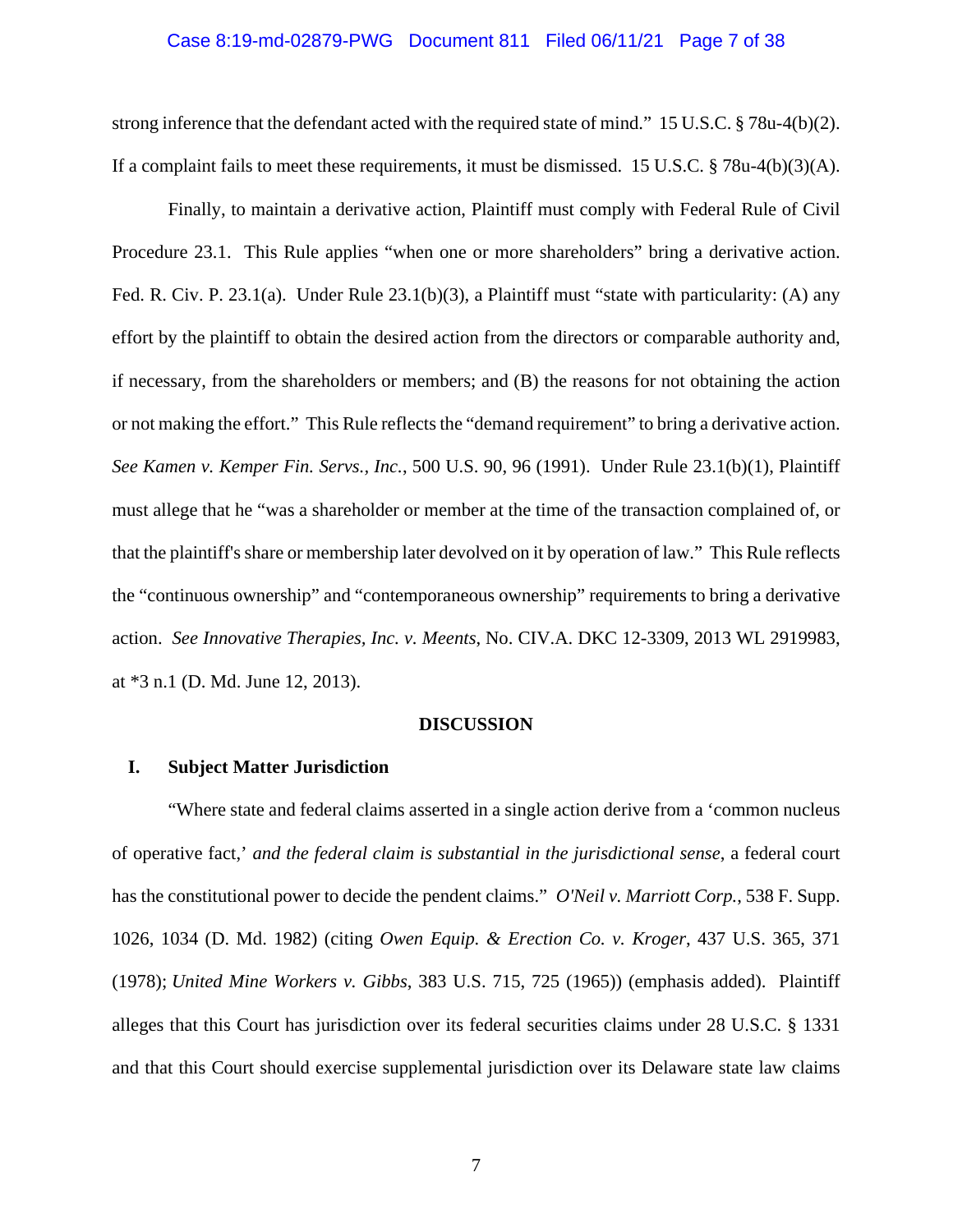strong inference that the defendant acted with the required state of mind." 15 U.S.C. § 78u-4(b)(2). If a complaint fails to meet these requirements, it must be dismissed. 15 U.S.C. § 78u-4(b)(3)(A).

Finally, to maintain a derivative action, Plaintiff must comply with Federal Rule of Civil Procedure 23.1. This Rule applies "when one or more shareholders" bring a derivative action. Fed. R. Civ. P. 23.1(a). Under Rule 23.1(b)(3), a Plaintiff must "state with particularity: (A) any effort by the plaintiff to obtain the desired action from the directors or comparable authority and, if necessary, from the shareholders or members; and (B) the reasons for not obtaining the action or not making the effort." This Rule reflects the "demand requirement" to bring a derivative action. *See Kamen v. Kemper Fin. Servs., Inc.*, 500 U.S. 90, 96 (1991). Under Rule 23.1(b)(1), Plaintiff must allege that he "was a shareholder or member at the time of the transaction complained of, or that the plaintiff's share or membership later devolved on it by operation of law." This Rule reflects the "continuous ownership" and "contemporaneous ownership" requirements to bring a derivative action. *See Innovative Therapies, Inc. v. Meents*, No. CIV.A. DKC 12-3309, 2013 WL 2919983, at *3 n.1 (D. Md. June 12, 2013).

## DISCUSSION

### I. Subject Matter Jurisdiction

"Where state and federal claims asserted in a single action derive from a 'common nucleus of operative fact,' *and the federal claim is substantial in the jurisdictional sense*, a federal court has the constitutional power to decide the pendent claims." *O'Neil v. Marriott Corp.*, 538 F. Supp. 1026, 1034 (D. Md. 1982) (citing *Owen Equip. & Erection Co. v. Kroger*, 437 U.S. 365, 371 (1978); *United Mine Workers v. Gibbs*, 383 U.S. 715, 725 (1965)) (emphasis added). Plaintiff alleges that this Court has jurisdiction over its federal securities claims under 28 U.S.C. § 1331 and that this Court should exercise supplemental jurisdiction over its Delaware state law claims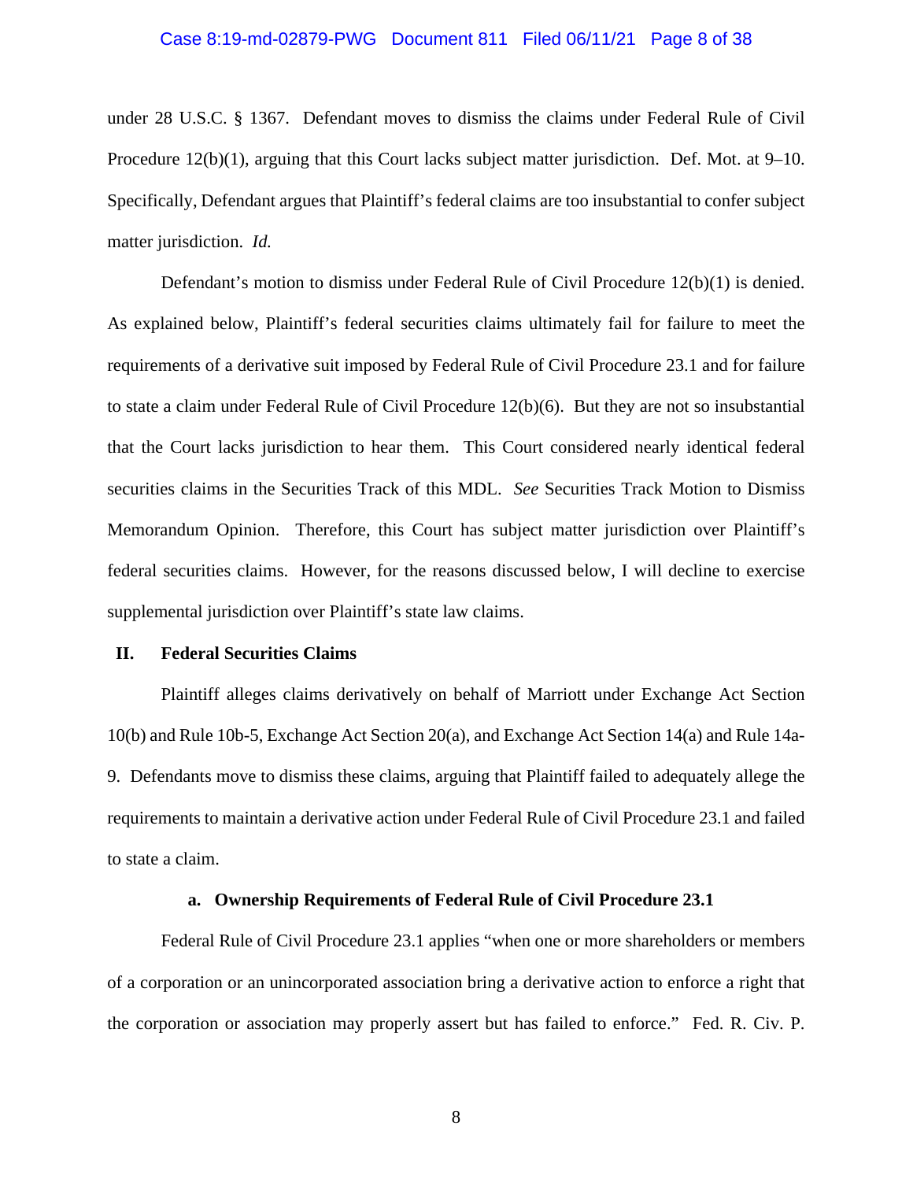under 28 U.S.C. § 1367. Defendant moves to dismiss the claims under Federal Rule of Civil Procedure 12(b)(1), arguing that this Court lacks subject matter jurisdiction. Def. Mot. at 9–10. Specifically, Defendant argues that Plaintiff's federal claims are too insubstantial to confer subject matter jurisdiction. *Id.*

Defendant's motion to dismiss under Federal Rule of Civil Procedure 12(b)(1) is denied. As explained below, Plaintiff's federal securities claims ultimately fail for failure to meet the requirements of a derivative suit imposed by Federal Rule of Civil Procedure 23.1 and for failure to state a claim under Federal Rule of Civil Procedure 12(b)(6). But they are not so insubstantial that the Court lacks jurisdiction to hear them. This Court considered nearly identical federal securities claims in the Securities Track of this MDL. *See* Securities Track Motion to Dismiss Memorandum Opinion. Therefore, this Court has subject matter jurisdiction over Plaintiff's federal securities claims. However, for the reasons discussed below, I will decline to exercise supplemental jurisdiction over Plaintiff's state law claims.

## II. Federal Securities Claims

Plaintiff alleges claims derivatively on behalf of Marriott under Exchange Act Section 10(b) and Rule 10b-5, Exchange Act Section 20(a), and Exchange Act Section 14(a) and Rule 14a-9. Defendants move to dismiss these claims, arguing that Plaintiff failed to adequately allege the requirements to maintain a derivative action under Federal Rule of Civil Procedure 23.1 and failed to state a claim.

### a. Ownership Requirements of Federal Rule of Civil Procedure 23.1

Federal Rule of Civil Procedure 23.1 applies "when one or more shareholders or members of a corporation or an unincorporated association bring a derivative action to enforce a right that the corporation or association may properly assert but has failed to enforce." Fed. R. Civ. P.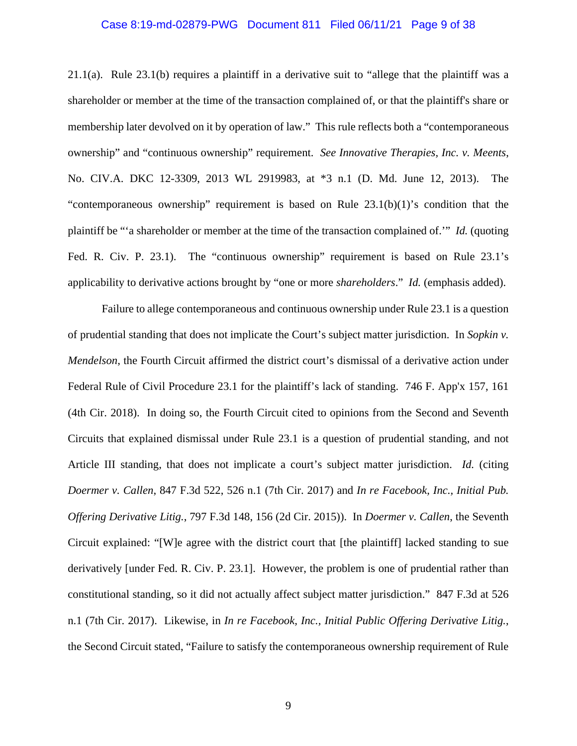21.1(a). Rule 23.1(b) requires a plaintiff in a derivative suit to "allege that the plaintiff was a shareholder or member at the time of the transaction complained of, or that the plaintiff's share or membership later devolved on it by operation of law." This rule reflects both a "contemporaneous ownership" and "continuous ownership" requirement. *See Innovative Therapies, Inc. v. Meents*, No. CIV.A. DKC 12-3309, 2013 WL 2919983, at *3 n.1 (D. Md. June 12, 2013). The "contemporaneous ownership" requirement is based on Rule 23.1(b)(1)'s condition that the plaintiff be "'a shareholder or member at the time of the transaction complained of.'" *Id.* (quoting Fed. R. Civ. P. 23.1). The "continuous ownership" requirement is based on Rule 23.1's applicability to derivative actions brought by "one or more *shareholders*." *Id.* (emphasis added).

Failure to allege contemporaneous and continuous ownership under Rule 23.1 is a question of prudential standing that does not implicate the Court's subject matter jurisdiction. In *Sopkin v. Mendelson*, the Fourth Circuit affirmed the district court's dismissal of a derivative action under Federal Rule of Civil Procedure 23.1 for the plaintiff's lack of standing. 746 F. App'x 157, 161 (4th Cir. 2018). In doing so, the Fourth Circuit cited to opinions from the Second and Seventh Circuits that explained dismissal under Rule 23.1 is a question of prudential standing, and not Article III standing, that does not implicate a court's subject matter jurisdiction. *Id.* (citing *Doermer v. Callen*, 847 F.3d 522, 526 n.1 (7th Cir. 2017) and *In re Facebook, Inc., Initial Pub. Offering Derivative Litig.*, 797 F.3d 148, 156 (2d Cir. 2015)). In *Doermer v. Callen*, the Seventh Circuit explained: "[W]e agree with the district court that [the plaintiff] lacked standing to sue derivatively [under Fed. R. Civ. P. 23.1]. However, the problem is one of prudential rather than constitutional standing, so it did not actually affect subject matter jurisdiction." 847 F.3d at 526 n.1 (7th Cir. 2017). Likewise, in *In re Facebook, Inc., Initial Public Offering Derivative Litig.*, the Second Circuit stated, "Failure to satisfy the contemporaneous ownership requirement of Rule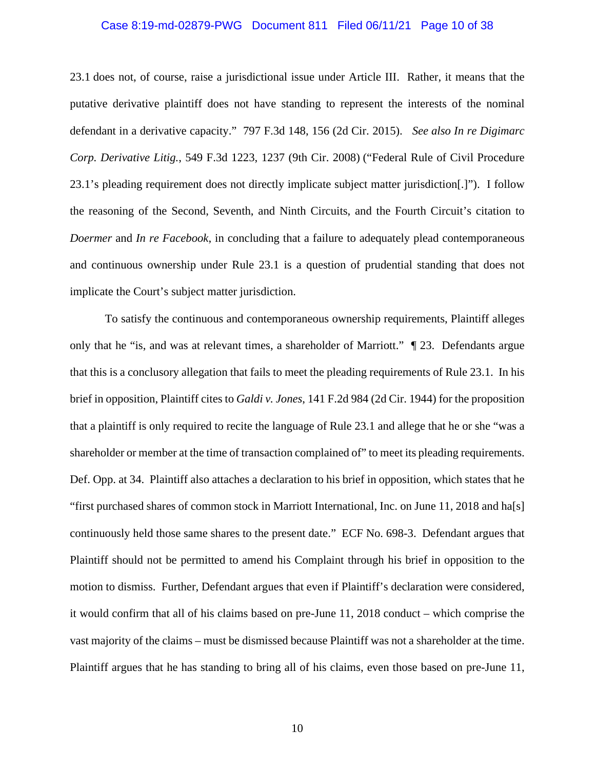23.1 does not, of course, raise a jurisdictional issue under Article III. Rather, it means that the putative derivative plaintiff does not have standing to represent the interests of the nominal defendant in a derivative capacity." 797 F.3d 148, 156 (2d Cir. 2015). *See also In re Digimarc Corp. Derivative Litig.*, 549 F.3d 1223, 1237 (9th Cir. 2008) ("Federal Rule of Civil Procedure 23.1's pleading requirement does not directly implicate subject matter jurisdiction[.]"). I follow the reasoning of the Second, Seventh, and Ninth Circuits, and the Fourth Circuit's citation to *Doermer* and *In re Facebook*, in concluding that a failure to adequately plead contemporaneous and continuous ownership under Rule 23.1 is a question of prudential standing that does not implicate the Court's subject matter jurisdiction.

To satisfy the continuous and contemporaneous ownership requirements, Plaintiff alleges only that he "is, and was at relevant times, a shareholder of Marriott." ¶ 23. Defendants argue that this is a conclusory allegation that fails to meet the pleading requirements of Rule 23.1. In his brief in opposition, Plaintiff cites to *Galdi v. Jones*, 141 F.2d 984 (2d Cir. 1944) for the proposition that a plaintiff is only required to recite the language of Rule 23.1 and allege that he or she "was a shareholder or member at the time of transaction complained of" to meet its pleading requirements. Def. Opp. at 34. Plaintiff also attaches a declaration to his brief in opposition, which states that he "first purchased shares of common stock in Marriott International, Inc. on June 11, 2018 and ha[s] continuously held those same shares to the present date." ECF No. 698-3. Defendant argues that Plaintiff should not be permitted to amend his Complaint through his brief in opposition to the motion to dismiss. Further, Defendant argues that even if Plaintiff's declaration were considered, it would confirm that all of his claims based on pre-June 11, 2018 conduct – which comprise the vast majority of the claims – must be dismissed because Plaintiff was not a shareholder at the time. Plaintiff argues that he has standing to bring all of his claims, even those based on pre-June 11,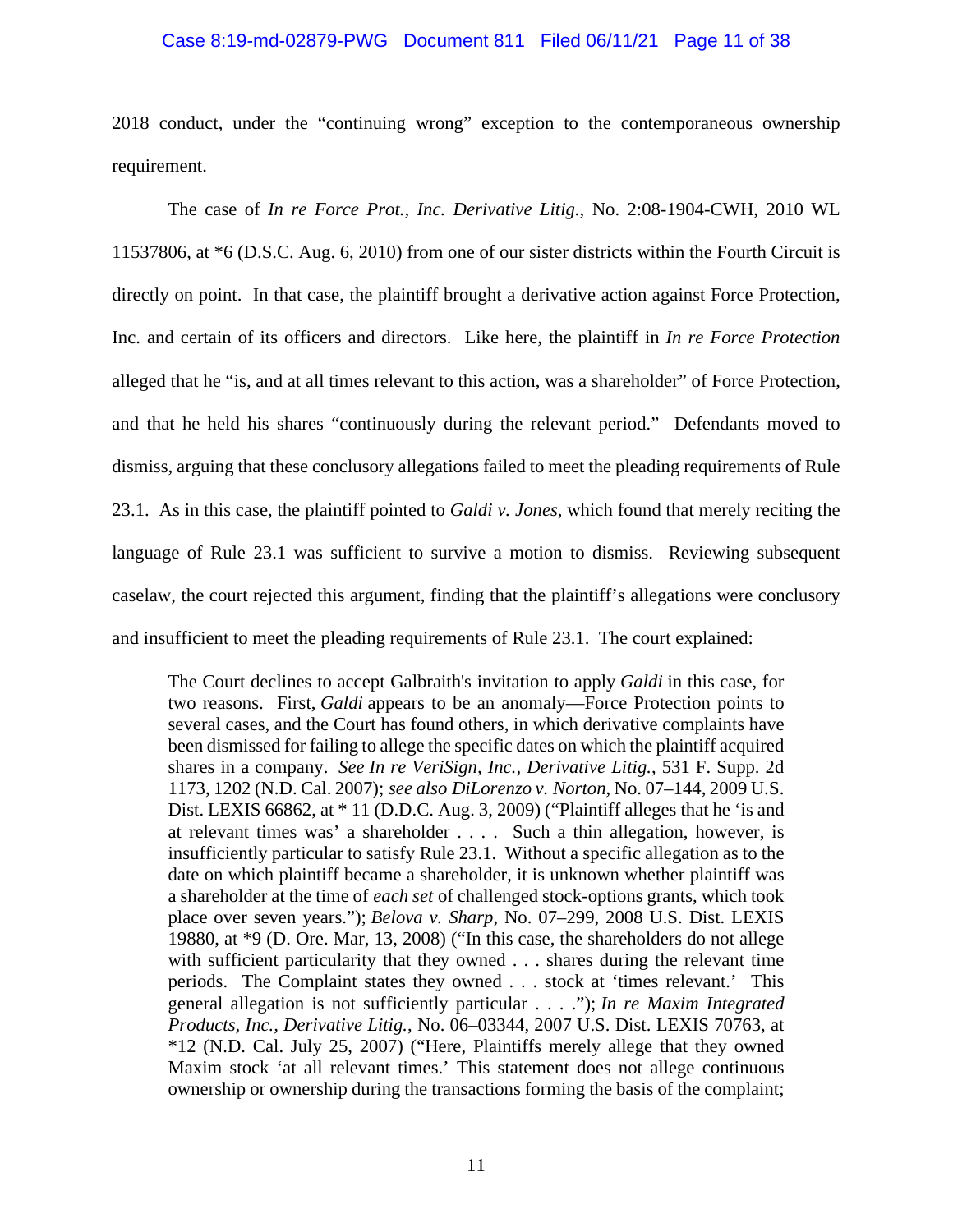2018 conduct, under the "continuing wrong" exception to the contemporaneous ownership requirement.

The case of *In re Force Prot., Inc. Derivative Litig.*, No. 2:08-1904-CWH, 2010 WL 11537806, at *6 (D.S.C. Aug. 6, 2010) from one of our sister districts within the Fourth Circuit is directly on point. In that case, the plaintiff brought a derivative action against Force Protection, Inc. and certain of its officers and directors. Like here, the plaintiff in *In re Force Protection* alleged that he "is, and at all times relevant to this action, was a shareholder" of Force Protection, and that he held his shares "continuously during the relevant period." Defendants moved to dismiss, arguing that these conclusory allegations failed to meet the pleading requirements of Rule 23.1. As in this case, the plaintiff pointed to *Galdi v. Jones*, which found that merely reciting the language of Rule 23.1 was sufficient to survive a motion to dismiss. Reviewing subsequent caselaw, the court rejected this argument, finding that the plaintiff's allegations were conclusory and insufficient to meet the pleading requirements of Rule 23.1. The court explained:

> The Court declines to accept Galbraith's invitation to apply *Galdi* in this case, for two reasons. First, *Galdi* appears to be an anomaly—Force Protection points to several cases, and the Court has found others, in which derivative complaints have been dismissed for failing to allege the specific dates on which the plaintiff acquired shares in a company. *See In re VeriSign, Inc., Derivative Litig.*, 531 F. Supp. 2d 1173, 1202 (N.D. Cal. 2007); *see also DiLorenzo v. Norton*, No. 07–144, 2009 U.S. Dist. LEXIS 66862, at * 11 (D.D.C. Aug. 3, 2009) ("Plaintiff alleges that he 'is and at relevant times was' a shareholder . . . . Such a thin allegation, however, is insufficiently particular to satisfy Rule 23.1. Without a specific allegation as to the date on which plaintiff became a shareholder, it is unknown whether plaintiff was a shareholder at the time of *each set* of challenged stock-options grants, which took place over seven years."); *Belova v. Sharp*, No. 07–299, 2008 U.S. Dist. LEXIS 19880, at *9 (D. Ore. Mar, 13, 2008) ("In this case, the shareholders do not allege with sufficient particularity that they owned . . . shares during the relevant time periods. The Complaint states they owned . . . stock at 'times relevant.' This general allegation is not sufficiently particular . . . ."); *In re Maxim Integrated Products, Inc., Derivative Litig.*, No. 06–03344, 2007 U.S. Dist. LEXIS 70763, at *12 (N.D. Cal. July 25, 2007) ("Here, Plaintiffs merely allege that they owned Maxim stock 'at all relevant times.' This statement does not allege continuous ownership or ownership during the transactions forming the basis of the complaint;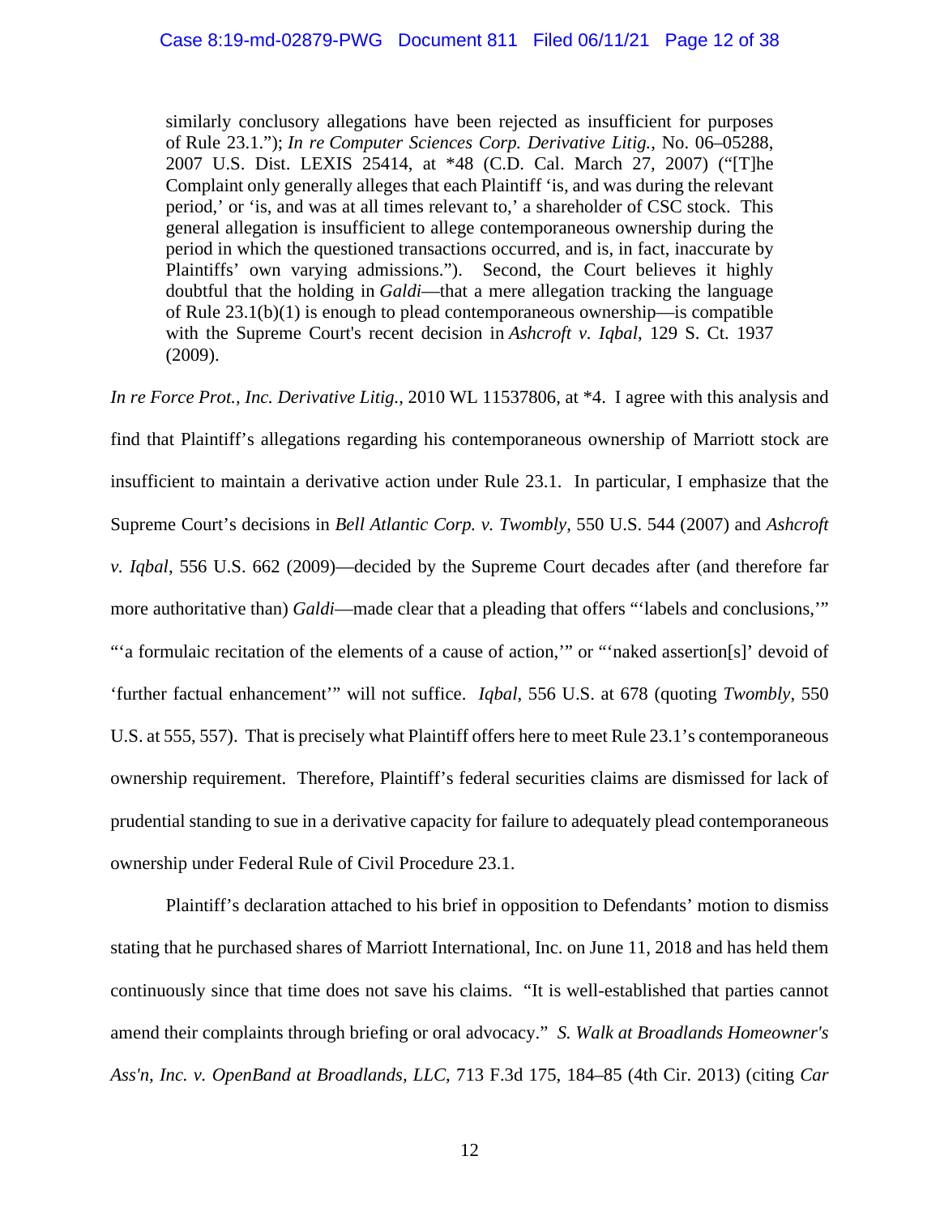> similarly conclusory allegations have been rejected as insufficient for purposes of Rule 23.1."); *In re Computer Sciences Corp. Derivative Litig.*, No. 06–05288, 2007 U.S. Dist. LEXIS 25414, at *48 (C.D. Cal. March 27, 2007) ("[T]he Complaint only generally alleges that each Plaintiff 'is, and was during the relevant period,' or 'is, and was at all times relevant to,' a shareholder of CSC stock. This general allegation is insufficient to allege contemporaneous ownership during the period in which the questioned transactions occurred, and is, in fact, inaccurate by Plaintiffs' own varying admissions."). Second, the Court believes it highly doubtful that the holding in *Galdi*—that a mere allegation tracking the language of Rule 23.1(b)(1) is enough to plead contemporaneous ownership—is compatible with the Supreme Court's recent decision in *Ashcroft v. Iqbal*, 129 S. Ct. 1937 (2009).

*In re Force Prot., Inc. Derivative Litig.*, 2010 WL 11537806, at *4. I agree with this analysis and find that Plaintiff's allegations regarding his contemporaneous ownership of Marriott stock are insufficient to maintain a derivative action under Rule 23.1. In particular, I emphasize that the Supreme Court's decisions in *Bell Atlantic Corp. v. Twombly*, 550 U.S. 544 (2007) and *Ashcroft v. Iqbal*, 556 U.S. 662 (2009)—decided by the Supreme Court decades after (and therefore far more authoritative than) *Galdi*—made clear that a pleading that offers "'labels and conclusions,'" "'a formulaic recitation of the elements of a cause of action,'" or "'naked assertion[s]' devoid of 'further factual enhancement'" will not suffice. *Iqbal*, 556 U.S. at 678 (quoting *Twombly*, 550 U.S. at 555, 557). That is precisely what Plaintiff offers here to meet Rule 23.1's contemporaneous ownership requirement. Therefore, Plaintiff's federal securities claims are dismissed for lack of prudential standing to sue in a derivative capacity for failure to adequately plead contemporaneous ownership under Federal Rule of Civil Procedure 23.1.

Plaintiff's declaration attached to his brief in opposition to Defendants' motion to dismiss stating that he purchased shares of Marriott International, Inc. on June 11, 2018 and has held them continuously since that time does not save his claims. "It is well-established that parties cannot amend their complaints through briefing or oral advocacy." *S. Walk at Broadlands Homeowner's Ass'n, Inc. v. OpenBand at Broadlands, LLC*, 713 F.3d 175, 184–85 (4th Cir. 2013) (citing *Car*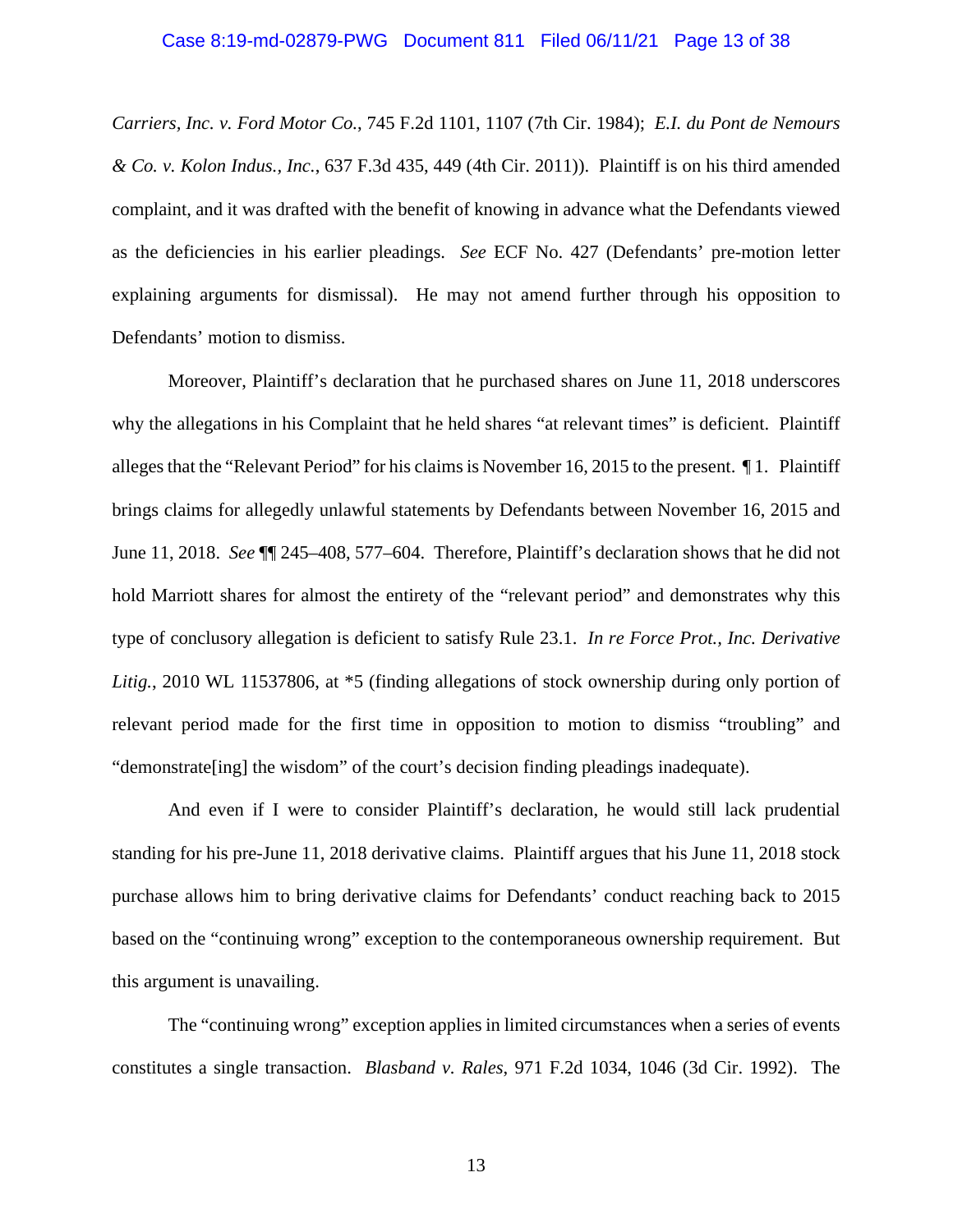*Carriers, Inc. v. Ford Motor Co.*, 745 F.2d 1101, 1107 (7th Cir. 1984); *E.I. du Pont de Nemours & Co. v. Kolon Indus., Inc.*, 637 F.3d 435, 449 (4th Cir. 2011)). Plaintiff is on his third amended complaint, and it was drafted with the benefit of knowing in advance what the Defendants viewed as the deficiencies in his earlier pleadings. *See* ECF No. 427 (Defendants' pre-motion letter explaining arguments for dismissal). He may not amend further through his opposition to Defendants' motion to dismiss.

Moreover, Plaintiff's declaration that he purchased shares on June 11, 2018 underscores why the allegations in his Complaint that he held shares "at relevant times" is deficient. Plaintiff alleges that the "Relevant Period" for his claims is November 16, 2015 to the present. ¶ 1. Plaintiff brings claims for allegedly unlawful statements by Defendants between November 16, 2015 and June 11, 2018. *See* ¶¶ 245–408, 577–604. Therefore, Plaintiff's declaration shows that he did not hold Marriott shares for almost the entirety of the "relevant period" and demonstrates why this type of conclusory allegation is deficient to satisfy Rule 23.1. *In re Force Prot., Inc. Derivative Litig.*, 2010 WL 11537806, at *5 (finding allegations of stock ownership during only portion of relevant period made for the first time in opposition to motion to dismiss "troubling" and "demonstrate[ing] the wisdom" of the court's decision finding pleadings inadequate).

And even if I were to consider Plaintiff's declaration, he would still lack prudential standing for his pre-June 11, 2018 derivative claims. Plaintiff argues that his June 11, 2018 stock purchase allows him to bring derivative claims for Defendants' conduct reaching back to 2015 based on the "continuing wrong" exception to the contemporaneous ownership requirement. But this argument is unavailing.

The "continuing wrong" exception applies in limited circumstances when a series of events constitutes a single transaction. *Blasband v. Rales*, 971 F.2d 1034, 1046 (3d Cir. 1992). The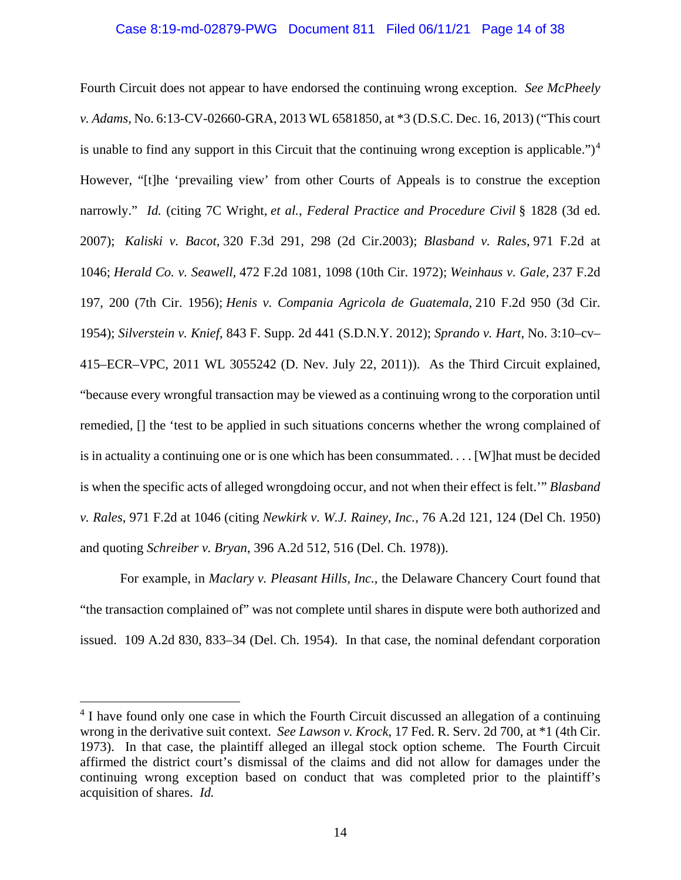Fourth Circuit does not appear to have endorsed the continuing wrong exception. *See McPheely v. Adams*, No. 6:13-CV-02660-GRA, 2013 WL 6581850, at *3 (D.S.C. Dec. 16, 2013) ("This court is unable to find any support in this Circuit that the continuing wrong exception is applicable.")[4] However, "[t]he 'prevailing view' from other Courts of Appeals is to construe the exception narrowly." *Id.* (citing 7C Wright, *et al.*, *Federal Practice and Procedure Civil* § 1828 (3d ed. 2007); *Kaliski v. Bacot*, 320 F.3d 291, 298 (2d Cir.2003); *Blasband v. Rales*, 971 F.2d at 1046; *Herald Co. v. Seawell*, 472 F.2d 1081, 1098 (10th Cir. 1972); *Weinhaus v. Gale*, 237 F.2d 197, 200 (7th Cir. 1956); *Henis v. Compania Agricola de Guatemala*, 210 F.2d 950 (3d Cir. 1954); *Silverstein v. Knief*, 843 F. Supp. 2d 441 (S.D.N.Y. 2012); *Sprando v. Hart*, No. 3:10–cv–415–ECR–VPC, 2011 WL 3055242 (D. Nev. July 22, 2011)). As the Third Circuit explained, "because every wrongful transaction may be viewed as a continuing wrong to the corporation until remedied, [] the 'test to be applied in such situations concerns whether the wrong complained of is in actuality a continuing one or is one which has been consummated. . . . [W]hat must be decided is when the specific acts of alleged wrongdoing occur, and not when their effect is felt.'" *Blasband v. Rales*, 971 F.2d at 1046 (citing *Newkirk v. W.J. Rainey, Inc.*, 76 A.2d 121, 124 (Del Ch. 1950) and quoting *Schreiber v. Bryan*, 396 A.2d 512, 516 (Del. Ch. 1978)).

For example, in *Maclary v. Pleasant Hills, Inc.*, the Delaware Chancery Court found that "the transaction complained of" was not complete until shares in dispute were both authorized and issued. 109 A.2d 830, 833–34 (Del. Ch. 1954). In that case, the nominal defendant corporation

[4] I have found only one case in which the Fourth Circuit discussed an allegation of a continuing wrong in the derivative suit context. *See Lawson v. Krock*, 17 Fed. R. Serv. 2d 700, at *1 (4th Cir. 1973). In that case, the plaintiff alleged an illegal stock option scheme. The Fourth Circuit affirmed the district court's dismissal of the claims and did not allow for damages under the continuing wrong exception based on conduct that was completed prior to the plaintiff's acquisition of shares. *Id.*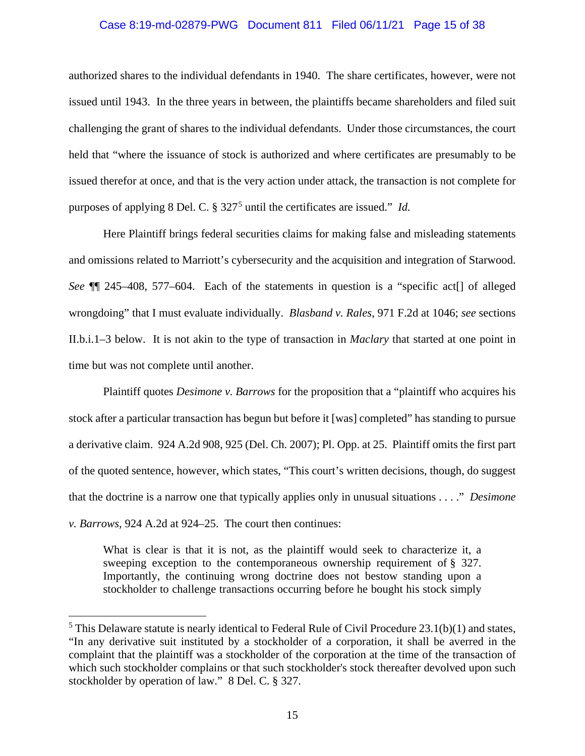authorized shares to the individual defendants in 1940. The share certificates, however, were not issued until 1943. In the three years in between, the plaintiffs became shareholders and filed suit challenging the grant of shares to the individual defendants. Under those circumstances, the court held that "where the issuance of stock is authorized and where certificates are presumably to be issued therefor at once, and that is the very action under attack, the transaction is not complete for purposes of applying 8 Del. C. § 327[5] until the certificates are issued." *Id.*

Here Plaintiff brings federal securities claims for making false and misleading statements and omissions related to Marriott's cybersecurity and the acquisition and integration of Starwood. *See* ¶¶ 245–408, 577–604. Each of the statements in question is a "specific act[] of alleged wrongdoing" that I must evaluate individually. *Blasband v. Rales*, 971 F.2d at 1046; *see* sections II.b.i.1–3 below. It is not akin to the type of transaction in *Maclary* that started at one point in time but was not complete until another.

Plaintiff quotes *Desimone v. Barrows* for the proposition that a "plaintiff who acquires his stock after a particular transaction has begun but before it [was] completed" has standing to pursue a derivative claim. 924 A.2d 908, 925 (Del. Ch. 2007); Pl. Opp. at 25. Plaintiff omits the first part of the quoted sentence, however, which states, "This court's written decisions, though, do suggest that the doctrine is a narrow one that typically applies only in unusual situations . . . ." *Desimone v. Barrows*, 924 A.2d at 924–25. The court then continues:

> What is clear is that it is not, as the plaintiff would seek to characterize it, a sweeping exception to the contemporaneous ownership requirement of § 327. Importantly, the continuing wrong doctrine does not bestow standing upon a stockholder to challenge transactions occurring before he bought his stock simply

---

[5] This Delaware statute is nearly identical to Federal Rule of Civil Procedure 23.1(b)(1) and states, "In any derivative suit instituted by a stockholder of a corporation, it shall be averred in the complaint that the plaintiff was a stockholder of the corporation at the time of the transaction of which such stockholder complains or that such stockholder's stock thereafter devolved upon such stockholder by operation of law." 8 Del. C. § 327.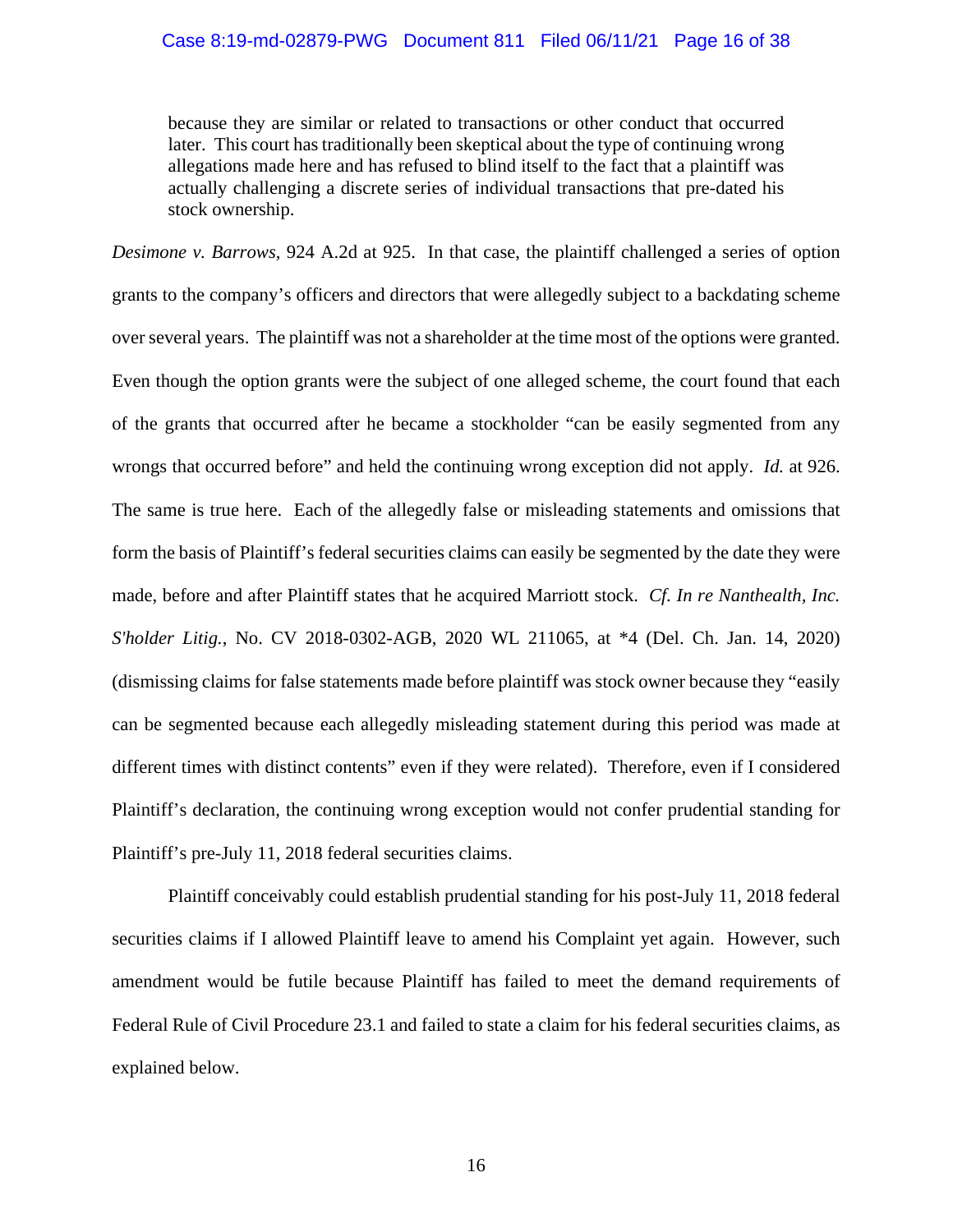> because they are similar or related to transactions or other conduct that occurred later. This court has traditionally been skeptical about the type of continuing wrong allegations made here and has refused to blind itself to the fact that a plaintiff was actually challenging a discrete series of individual transactions that pre-dated his stock ownership.

*Desimone v. Barrows*, 924 A.2d at 925. In that case, the plaintiff challenged a series of option grants to the company's officers and directors that were allegedly subject to a backdating scheme over several years. The plaintiff was not a shareholder at the time most of the options were granted. Even though the option grants were the subject of one alleged scheme, the court found that each of the grants that occurred after he became a stockholder "can be easily segmented from any wrongs that occurred before" and held the continuing wrong exception did not apply. *Id.* at 926. The same is true here. Each of the allegedly false or misleading statements and omissions that form the basis of Plaintiff's federal securities claims can easily be segmented by the date they were made, before and after Plaintiff states that he acquired Marriott stock. *Cf. In re Nanthealth, Inc. S'holder Litig.*, No. CV 2018-0302-AGB, 2020 WL 211065, at *4 (Del. Ch. Jan. 14, 2020) (dismissing claims for false statements made before plaintiff was stock owner because they "easily can be segmented because each allegedly misleading statement during this period was made at different times with distinct contents" even if they were related). Therefore, even if I considered Plaintiff's declaration, the continuing wrong exception would not confer prudential standing for Plaintiff's pre-July 11, 2018 federal securities claims.

Plaintiff conceivably could establish prudential standing for his post-July 11, 2018 federal securities claims if I allowed Plaintiff leave to amend his Complaint yet again. However, such amendment would be futile because Plaintiff has failed to meet the demand requirements of Federal Rule of Civil Procedure 23.1 and failed to state a claim for his federal securities claims, as explained below.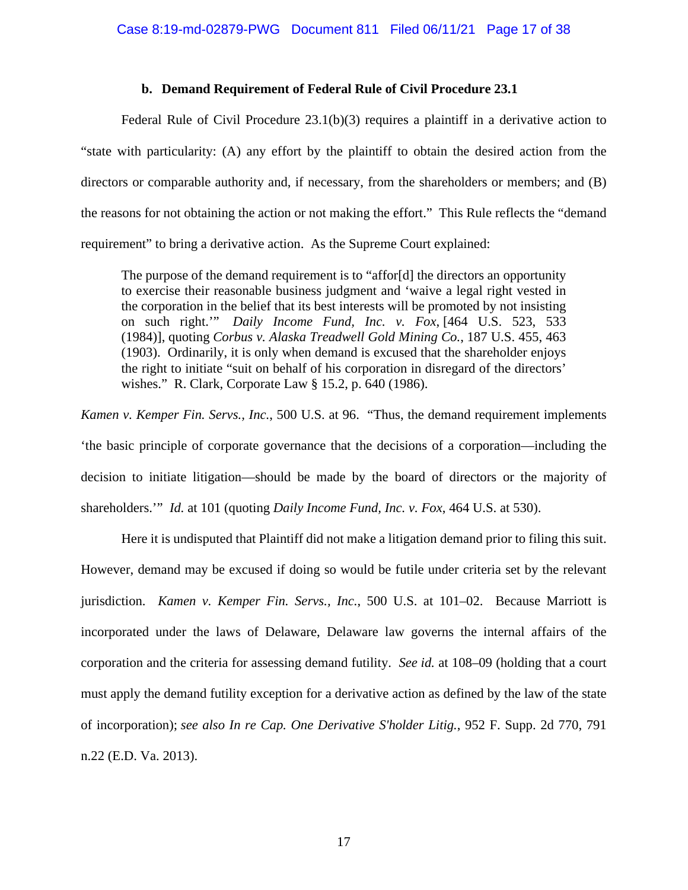### b. Demand Requirement of Federal Rule of Civil Procedure 23.1

Federal Rule of Civil Procedure 23.1(b)(3) requires a plaintiff in a derivative action to "state with particularity: (A) any effort by the plaintiff to obtain the desired action from the directors or comparable authority and, if necessary, from the shareholders or members; and (B) the reasons for not obtaining the action or not making the effort." This Rule reflects the "demand requirement" to bring a derivative action. As the Supreme Court explained:

> The purpose of the demand requirement is to "affor[d] the directors an opportunity to exercise their reasonable business judgment and 'waive a legal right vested in the corporation in the belief that its best interests will be promoted by not insisting on such right.'" *Daily Income Fund, Inc. v. Fox*, [464 U.S. 523, 533 (1984)], quoting *Corbus v. Alaska Treadwell Gold Mining Co.*, 187 U.S. 455, 463 (1903). Ordinarily, it is only when demand is excused that the shareholder enjoys the right to initiate "suit on behalf of his corporation in disregard of the directors' wishes." R. Clark, Corporate Law § 15.2, p. 640 (1986).

*Kamen v. Kemper Fin. Servs., Inc.*, 500 U.S. at 96. "Thus, the demand requirement implements 'the basic principle of corporate governance that the decisions of a corporation—including the decision to initiate litigation—should be made by the board of directors or the majority of shareholders.'" *Id.* at 101 (quoting *Daily Income Fund, Inc. v. Fox*, 464 U.S. at 530).

Here it is undisputed that Plaintiff did not make a litigation demand prior to filing this suit. However, demand may be excused if doing so would be futile under criteria set by the relevant jurisdiction. *Kamen v. Kemper Fin. Servs., Inc.*, 500 U.S. at 101–02. Because Marriott is incorporated under the laws of Delaware, Delaware law governs the internal affairs of the corporation and the criteria for assessing demand futility. *See id.* at 108–09 (holding that a court must apply the demand futility exception for a derivative action as defined by the law of the state of incorporation); *see also In re Cap. One Derivative S'holder Litig.*, 952 F. Supp. 2d 770, 791 n.22 (E.D. Va. 2013).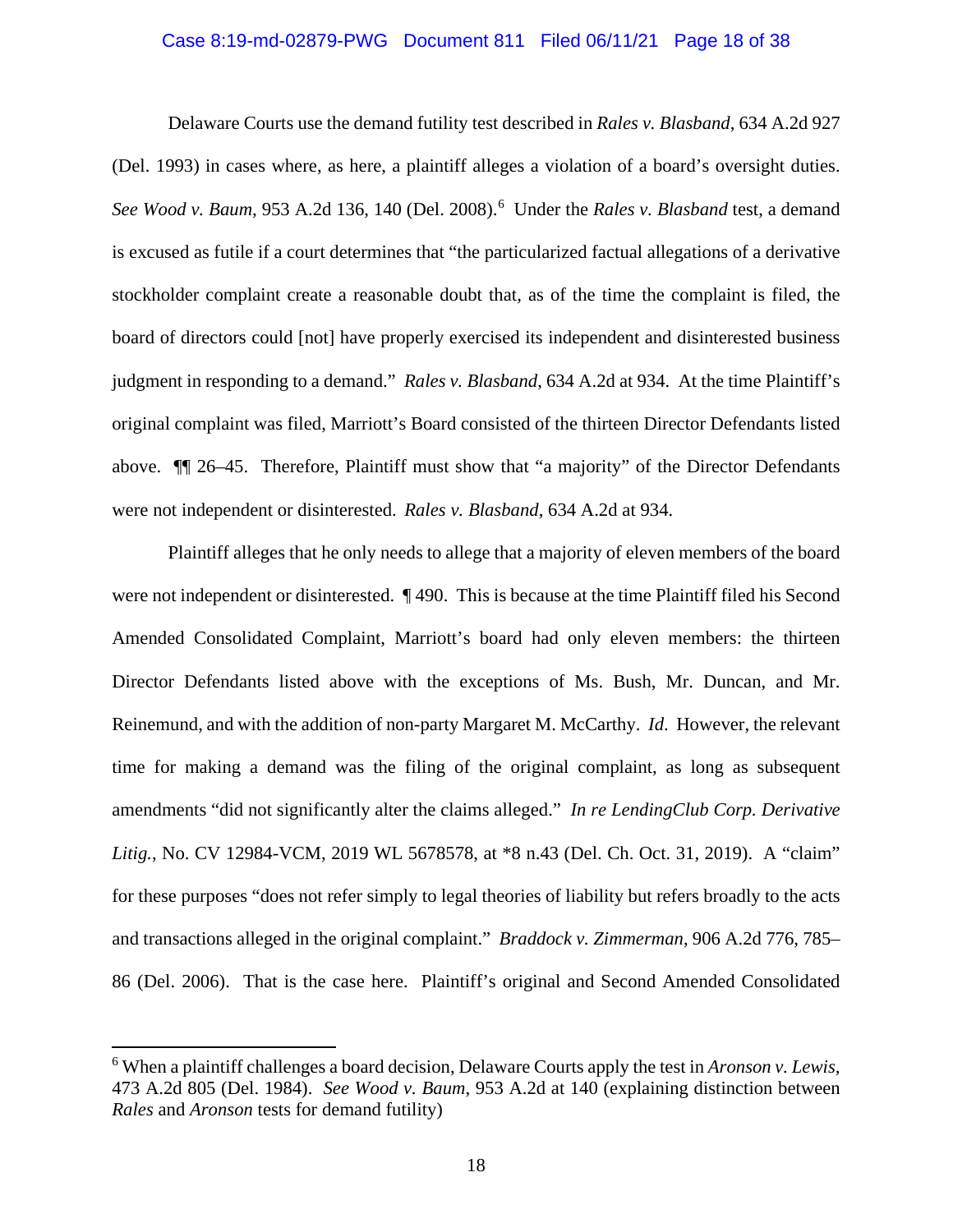Delaware Courts use the demand futility test described in *Rales v. Blasband*, 634 A.2d 927 (Del. 1993) in cases where, as here, a plaintiff alleges a violation of a board's oversight duties. *See Wood v. Baum*, 953 A.2d 136, 140 (Del. 2008).[6] Under the *Rales v. Blasband* test, a demand is excused as futile if a court determines that "the particularized factual allegations of a derivative stockholder complaint create a reasonable doubt that, as of the time the complaint is filed, the board of directors could [not] have properly exercised its independent and disinterested business judgment in responding to a demand." *Rales v. Blasband*, 634 A.2d at 934. At the time Plaintiff's original complaint was filed, Marriott's Board consisted of the thirteen Director Defendants listed above. ¶¶ 26–45. Therefore, Plaintiff must show that "a majority" of the Director Defendants were not independent or disinterested. *Rales v. Blasband*, 634 A.2d at 934.

Plaintiff alleges that he only needs to allege that a majority of eleven members of the board were not independent or disinterested. ¶ 490. This is because at the time Plaintiff filed his Second Amended Consolidated Complaint, Marriott's board had only eleven members: the thirteen Director Defendants listed above with the exceptions of Ms. Bush, Mr. Duncan, and Mr. Reinemund, and with the addition of non-party Margaret M. McCarthy. *Id*. However, the relevant time for making a demand was the filing of the original complaint, as long as subsequent amendments "did not significantly alter the claims alleged." *In re LendingClub Corp. Derivative Litig.*, No. CV 12984-VCM, 2019 WL 5678578, at *8 n.43 (Del. Ch. Oct. 31, 2019). A "claim" for these purposes "does not refer simply to legal theories of liability but refers broadly to the acts and transactions alleged in the original complaint." *Braddock v. Zimmerman*, 906 A.2d 776, 785–86 (Del. 2006). That is the case here. Plaintiff's original and Second Amended Consolidated

---

[6] When a plaintiff challenges a board decision, Delaware Courts apply the test in *Aronson v. Lewis*, 473 A.2d 805 (Del. 1984). *See Wood v. Baum*, 953 A.2d at 140 (explaining distinction between *Rales* and *Aronson* tests for demand futility)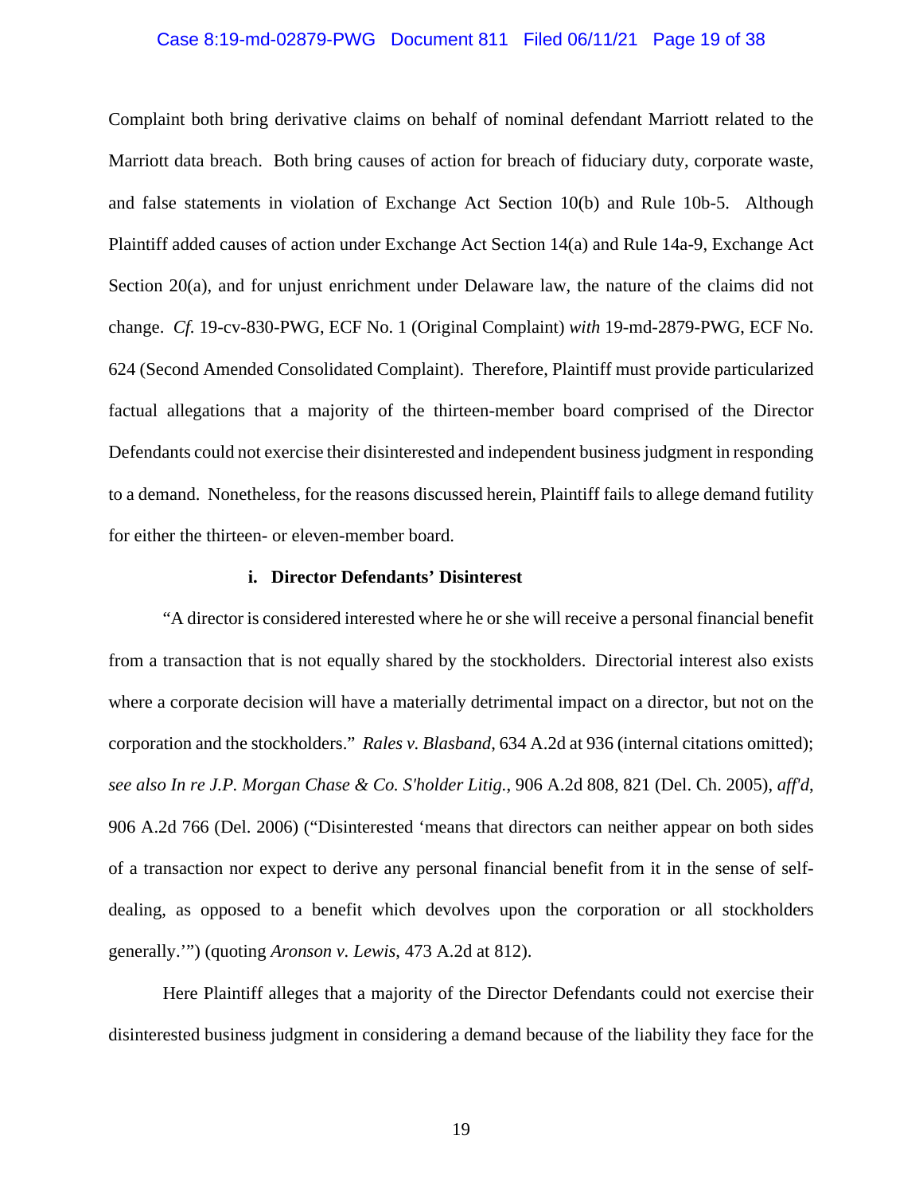Complaint both bring derivative claims on behalf of nominal defendant Marriott related to the Marriott data breach. Both bring causes of action for breach of fiduciary duty, corporate waste, and false statements in violation of Exchange Act Section 10(b) and Rule 10b-5. Although Plaintiff added causes of action under Exchange Act Section 14(a) and Rule 14a-9, Exchange Act Section 20(a), and for unjust enrichment under Delaware law, the nature of the claims did not change. *Cf.* 19-cv-830-PWG, ECF No. 1 (Original Complaint) *with* 19-md-2879-PWG, ECF No. 624 (Second Amended Consolidated Complaint). Therefore, Plaintiff must provide particularized factual allegations that a majority of the thirteen-member board comprised of the Director Defendants could not exercise their disinterested and independent business judgment in responding to a demand. Nonetheless, for the reasons discussed herein, Plaintiff fails to allege demand futility for either the thirteen- or eleven-member board.

**i. Director Defendants' Disinterest**

"A director is considered interested where he or she will receive a personal financial benefit from a transaction that is not equally shared by the stockholders. Directorial interest also exists where a corporate decision will have a materially detrimental impact on a director, but not on the corporation and the stockholders." *Rales v. Blasband*, 634 A.2d at 936 (internal citations omitted); *see also In re J.P. Morgan Chase & Co. S'holder Litig.*, 906 A.2d 808, 821 (Del. Ch. 2005), *aff'd*, 906 A.2d 766 (Del. 2006) ("Disinterested 'means that directors can neither appear on both sides of a transaction nor expect to derive any personal financial benefit from it in the sense of self-dealing, as opposed to a benefit which devolves upon the corporation or all stockholders generally.'") (quoting *Aronson v. Lewis*, 473 A.2d at 812).

Here Plaintiff alleges that a majority of the Director Defendants could not exercise their disinterested business judgment in considering a demand because of the liability they face for the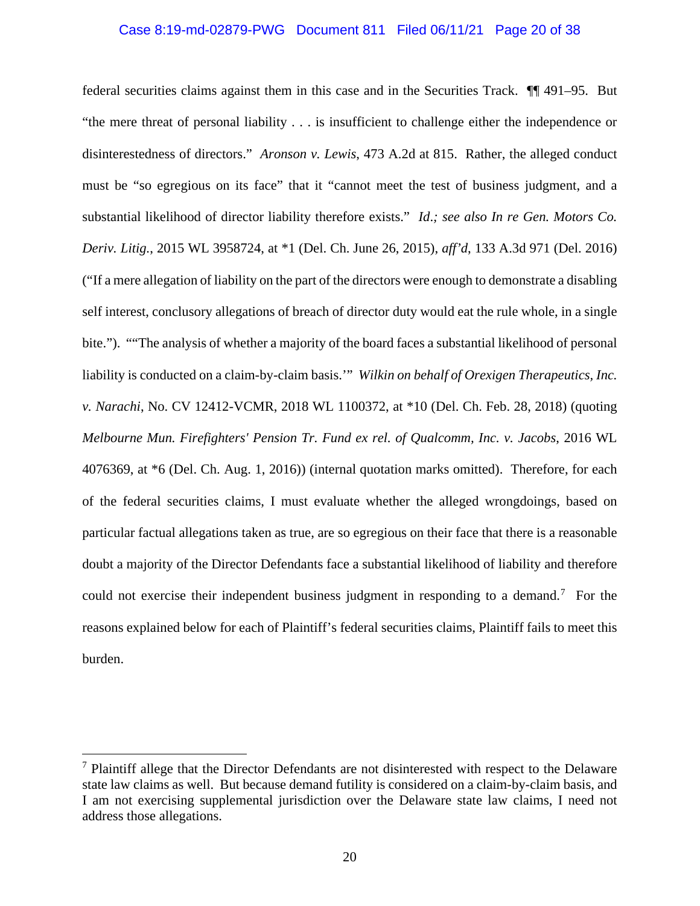federal securities claims against them in this case and in the Securities Track. ¶¶ 491–95. But "the mere threat of personal liability . . . is insufficient to challenge either the independence or disinterestedness of directors." *Aronson v. Lewis*, 473 A.2d at 815. Rather, the alleged conduct must be "so egregious on its face" that it "cannot meet the test of business judgment, and a substantial likelihood of director liability therefore exists." *Id.; see also In re Gen. Motors Co. Deriv. Litig.*, 2015 WL 3958724, at *1 (Del. Ch. June 26, 2015), *aff'd*, 133 A.3d 971 (Del. 2016) ("If a mere allegation of liability on the part of the directors were enough to demonstrate a disabling self interest, conclusory allegations of breach of director duty would eat the rule whole, in a single bite."). ""The analysis of whether a majority of the board faces a substantial likelihood of personal liability is conducted on a claim-by-claim basis.'" *Wilkin on behalf of Orexigen Therapeutics, Inc. v. Narachi*, No. CV 12412-VCMR, 2018 WL 1100372, at *10 (Del. Ch. Feb. 28, 2018) (quoting *Melbourne Mun. Firefighters' Pension Tr. Fund ex rel. of Qualcomm, Inc. v. Jacobs*, 2016 WL 4076369, at *6 (Del. Ch. Aug. 1, 2016)) (internal quotation marks omitted). Therefore, for each of the federal securities claims, I must evaluate whether the alleged wrongdoings, based on particular factual allegations taken as true, are so egregious on their face that there is a reasonable doubt a majority of the Director Defendants face a substantial likelihood of liability and therefore could not exercise their independent business judgment in responding to a demand.[7] For the reasons explained below for each of Plaintiff's federal securities claims, Plaintiff fails to meet this burden.

---

[7] Plaintiff allege that the Director Defendants are not disinterested with respect to the Delaware state law claims as well. But because demand futility is considered on a claim-by-claim basis, and I am not exercising supplemental jurisdiction over the Delaware state law claims, I need not address those allegations.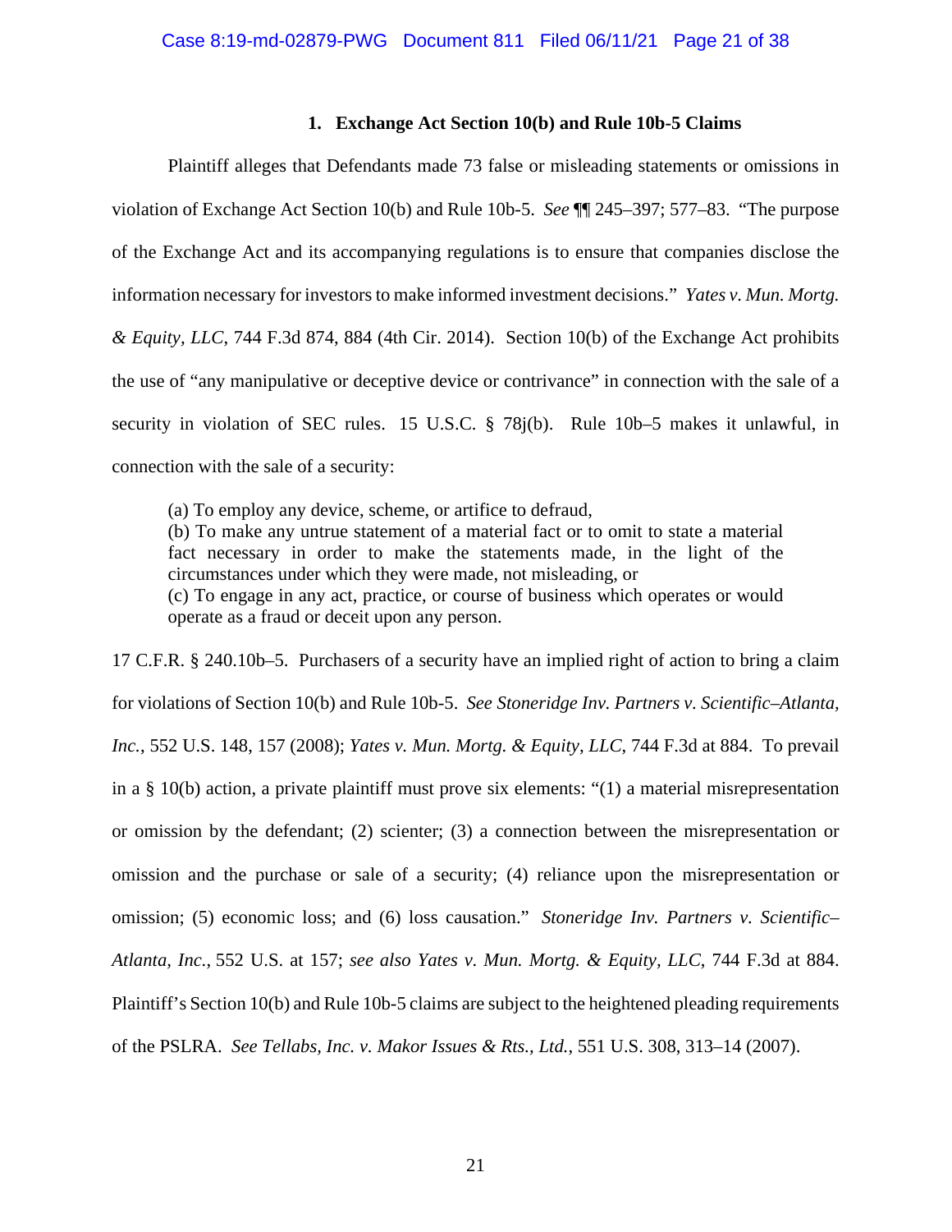### 1. Exchange Act Section 10(b) and Rule 10b-5 Claims

Plaintiff alleges that Defendants made 73 false or misleading statements or omissions in violation of Exchange Act Section 10(b) and Rule 10b-5. *See* ¶¶ 245–397; 577–83. "The purpose of the Exchange Act and its accompanying regulations is to ensure that companies disclose the information necessary for investors to make informed investment decisions." *Yates v. Mun. Mortg. & Equity, LLC*, 744 F.3d 874, 884 (4th Cir. 2014). Section 10(b) of the Exchange Act prohibits the use of "any manipulative or deceptive device or contrivance" in connection with the sale of a security in violation of SEC rules. 15 U.S.C. § 78j(b). Rule 10b–5 makes it unlawful, in connection with the sale of a security:

> (a) To employ any device, scheme, or artifice to defraud,
> (b) To make any untrue statement of a material fact or to omit to state a material fact necessary in order to make the statements made, in the light of the circumstances under which they were made, not misleading, or
> (c) To engage in any act, practice, or course of business which operates or would operate as a fraud or deceit upon any person.

17 C.F.R. § 240.10b–5. Purchasers of a security have an implied right of action to bring a claim for violations of Section 10(b) and Rule 10b-5. *See Stoneridge Inv. Partners v. Scientific–Atlanta, Inc.*, 552 U.S. 148, 157 (2008); *Yates v. Mun. Mortg. & Equity, LLC*, 744 F.3d at 884. To prevail in a § 10(b) action, a private plaintiff must prove six elements: "(1) a material misrepresentation or omission by the defendant; (2) scienter; (3) a connection between the misrepresentation or omission and the purchase or sale of a security; (4) reliance upon the misrepresentation or omission; (5) economic loss; and (6) loss causation." *Stoneridge Inv. Partners v. Scientific–Atlanta, Inc.*, 552 U.S. at 157; *see also Yates v. Mun. Mortg. & Equity, LLC*, 744 F.3d at 884. Plaintiff's Section 10(b) and Rule 10b-5 claims are subject to the heightened pleading requirements of the PSLRA. *See Tellabs, Inc. v. Makor Issues & Rts., Ltd.*, 551 U.S. 308, 313–14 (2007).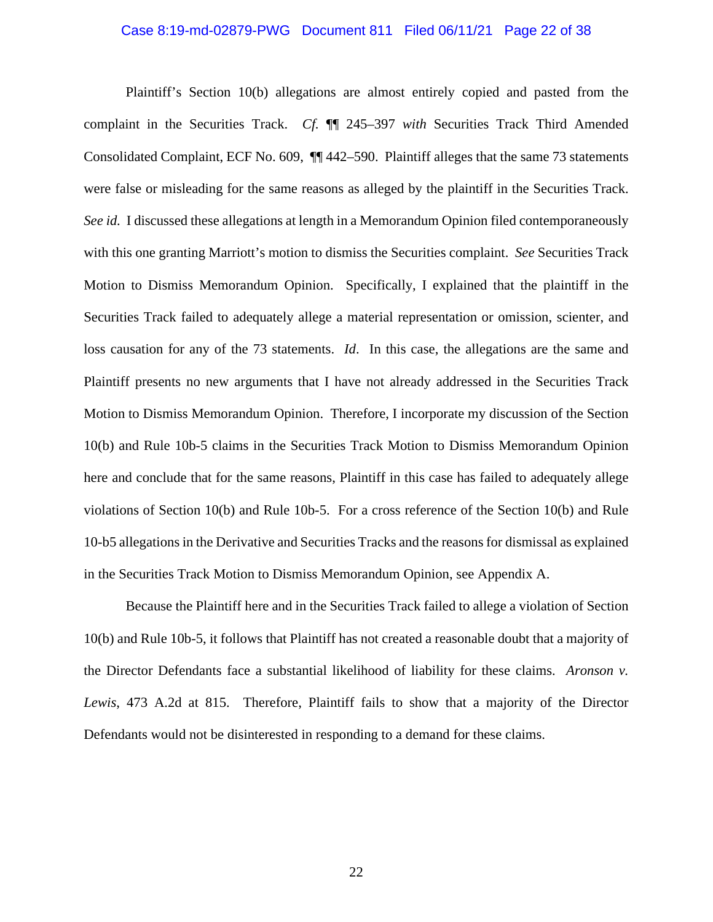Plaintiff's Section 10(b) allegations are almost entirely copied and pasted from the complaint in the Securities Track. *Cf.* ¶¶ 245–397 *with* Securities Track Third Amended Consolidated Complaint, ECF No. 609, ¶¶ 442–590. Plaintiff alleges that the same 73 statements were false or misleading for the same reasons as alleged by the plaintiff in the Securities Track. *See id.* I discussed these allegations at length in a Memorandum Opinion filed contemporaneously with this one granting Marriott's motion to dismiss the Securities complaint. *See* Securities Track Motion to Dismiss Memorandum Opinion. Specifically, I explained that the plaintiff in the Securities Track failed to adequately allege a material representation or omission, scienter, and loss causation for any of the 73 statements. *Id*. In this case, the allegations are the same and Plaintiff presents no new arguments that I have not already addressed in the Securities Track Motion to Dismiss Memorandum Opinion. Therefore, I incorporate my discussion of the Section 10(b) and Rule 10b-5 claims in the Securities Track Motion to Dismiss Memorandum Opinion here and conclude that for the same reasons, Plaintiff in this case has failed to adequately allege violations of Section 10(b) and Rule 10b-5. For a cross reference of the Section 10(b) and Rule 10-b5 allegations in the Derivative and Securities Tracks and the reasons for dismissal as explained in the Securities Track Motion to Dismiss Memorandum Opinion, see Appendix A.

Because the Plaintiff here and in the Securities Track failed to allege a violation of Section 10(b) and Rule 10b-5, it follows that Plaintiff has not created a reasonable doubt that a majority of the Director Defendants face a substantial likelihood of liability for these claims. *Aronson v. Lewis*, 473 A.2d at 815. Therefore, Plaintiff fails to show that a majority of the Director Defendants would not be disinterested in responding to a demand for these claims.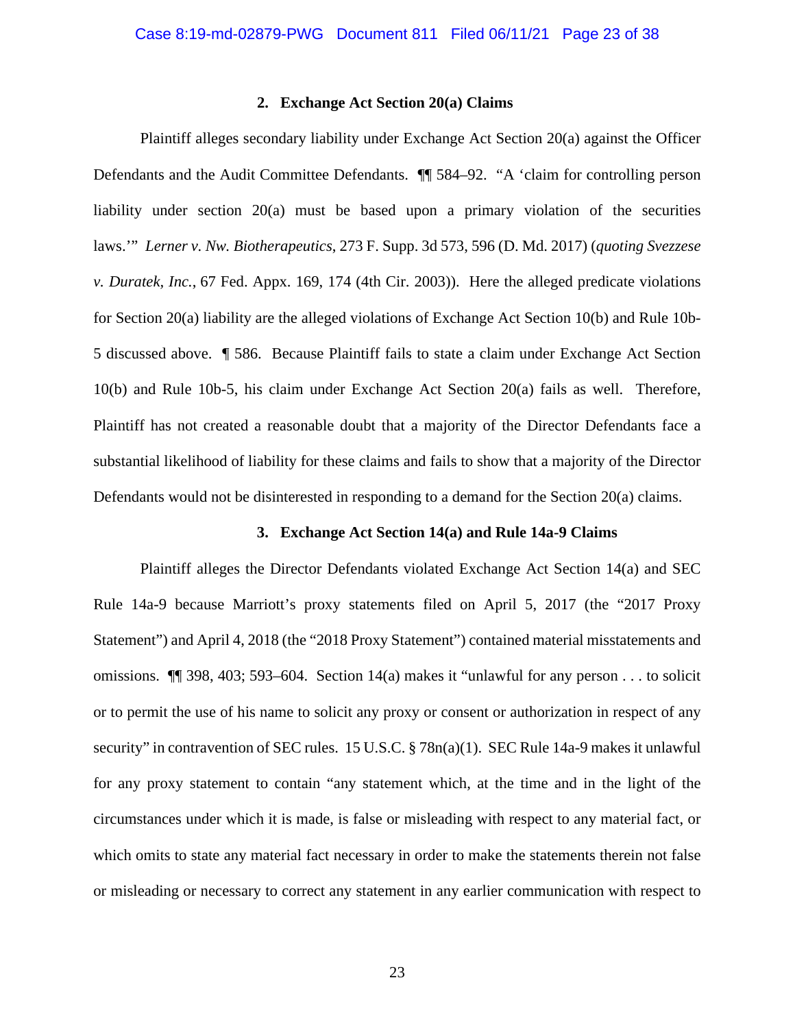### 2. Exchange Act Section 20(a) Claims

Plaintiff alleges secondary liability under Exchange Act Section 20(a) against the Officer Defendants and the Audit Committee Defendants. ¶¶ 584–92. "A 'claim for controlling person liability under section 20(a) must be based upon a primary violation of the securities laws.'" *Lerner v. Nw. Biotherapeutics*, 273 F. Supp. 3d 573, 596 (D. Md. 2017) (*quoting Svezzese v. Duratek, Inc.*, 67 Fed. Appx. 169, 174 (4th Cir. 2003)). Here the alleged predicate violations for Section 20(a) liability are the alleged violations of Exchange Act Section 10(b) and Rule 10b-5 discussed above. ¶ 586. Because Plaintiff fails to state a claim under Exchange Act Section 10(b) and Rule 10b-5, his claim under Exchange Act Section 20(a) fails as well. Therefore, Plaintiff has not created a reasonable doubt that a majority of the Director Defendants face a substantial likelihood of liability for these claims and fails to show that a majority of the Director Defendants would not be disinterested in responding to a demand for the Section 20(a) claims.

### 3. Exchange Act Section 14(a) and Rule 14a-9 Claims

Plaintiff alleges the Director Defendants violated Exchange Act Section 14(a) and SEC Rule 14a-9 because Marriott's proxy statements filed on April 5, 2017 (the "2017 Proxy Statement") and April 4, 2018 (the "2018 Proxy Statement") contained material misstatements and omissions. ¶¶ 398, 403; 593–604. Section 14(a) makes it "unlawful for any person . . . to solicit or to permit the use of his name to solicit any proxy or consent or authorization in respect of any security" in contravention of SEC rules. 15 U.S.C. § 78n(a)(1). SEC Rule 14a-9 makes it unlawful for any proxy statement to contain "any statement which, at the time and in the light of the circumstances under which it is made, is false or misleading with respect to any material fact, or which omits to state any material fact necessary in order to make the statements therein not false or misleading or necessary to correct any statement in any earlier communication with respect to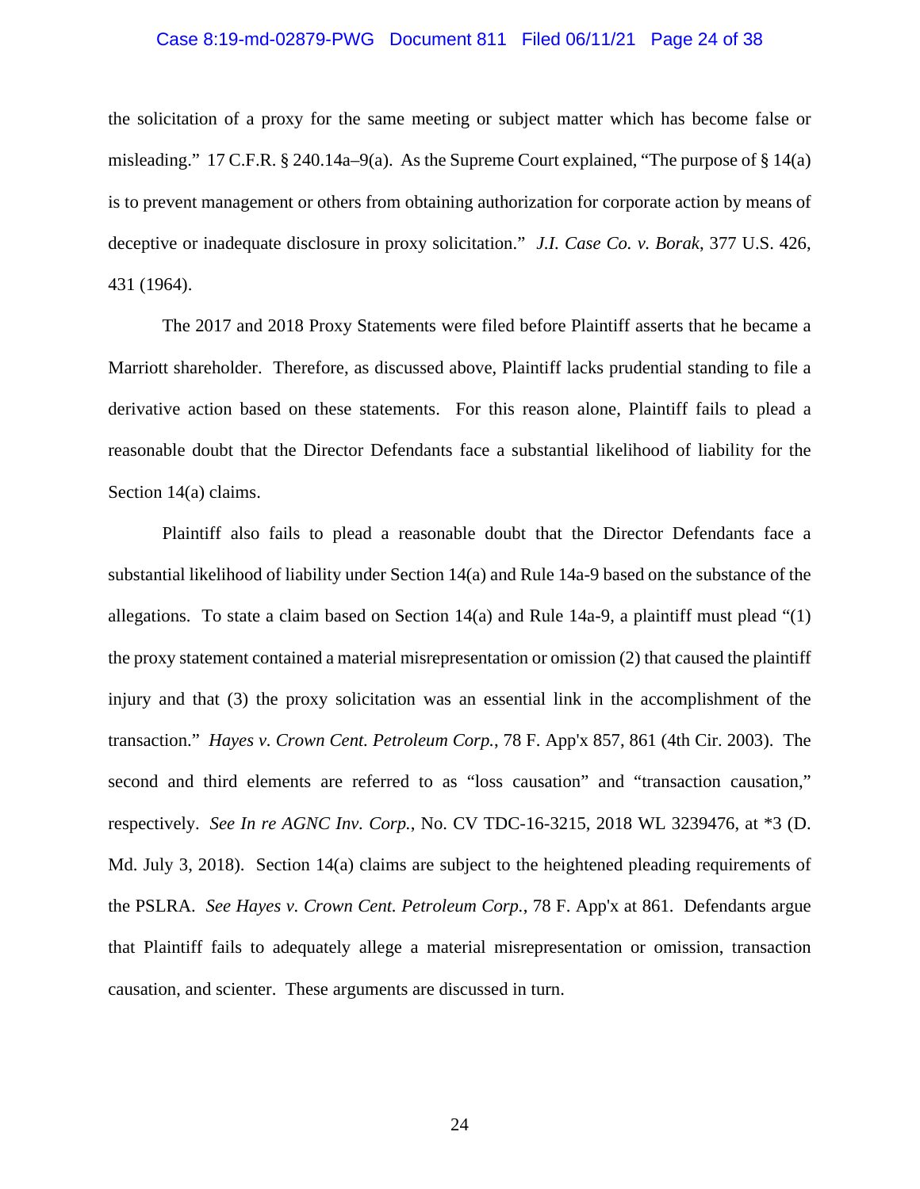the solicitation of a proxy for the same meeting or subject matter which has become false or misleading." 17 C.F.R. § 240.14a–9(a). As the Supreme Court explained, "The purpose of § 14(a) is to prevent management or others from obtaining authorization for corporate action by means of deceptive or inadequate disclosure in proxy solicitation." *J.I. Case Co. v. Borak*, 377 U.S. 426, 431 (1964).

The 2017 and 2018 Proxy Statements were filed before Plaintiff asserts that he became a Marriott shareholder. Therefore, as discussed above, Plaintiff lacks prudential standing to file a derivative action based on these statements. For this reason alone, Plaintiff fails to plead a reasonable doubt that the Director Defendants face a substantial likelihood of liability for the Section 14(a) claims.

Plaintiff also fails to plead a reasonable doubt that the Director Defendants face a substantial likelihood of liability under Section 14(a) and Rule 14a-9 based on the substance of the allegations. To state a claim based on Section 14(a) and Rule 14a-9, a plaintiff must plead "(1) the proxy statement contained a material misrepresentation or omission (2) that caused the plaintiff injury and that (3) the proxy solicitation was an essential link in the accomplishment of the transaction." *Hayes v. Crown Cent. Petroleum Corp.*, 78 F. App'x 857, 861 (4th Cir. 2003). The second and third elements are referred to as "loss causation" and "transaction causation," respectively. *See In re AGNC Inv. Corp.*, No. CV TDC-16-3215, 2018 WL 3239476, at *3 (D. Md. July 3, 2018). Section 14(a) claims are subject to the heightened pleading requirements of the PSLRA. *See Hayes v. Crown Cent. Petroleum Corp.*, 78 F. App'x at 861. Defendants argue that Plaintiff fails to adequately allege a material misrepresentation or omission, transaction causation, and scienter. These arguments are discussed in turn.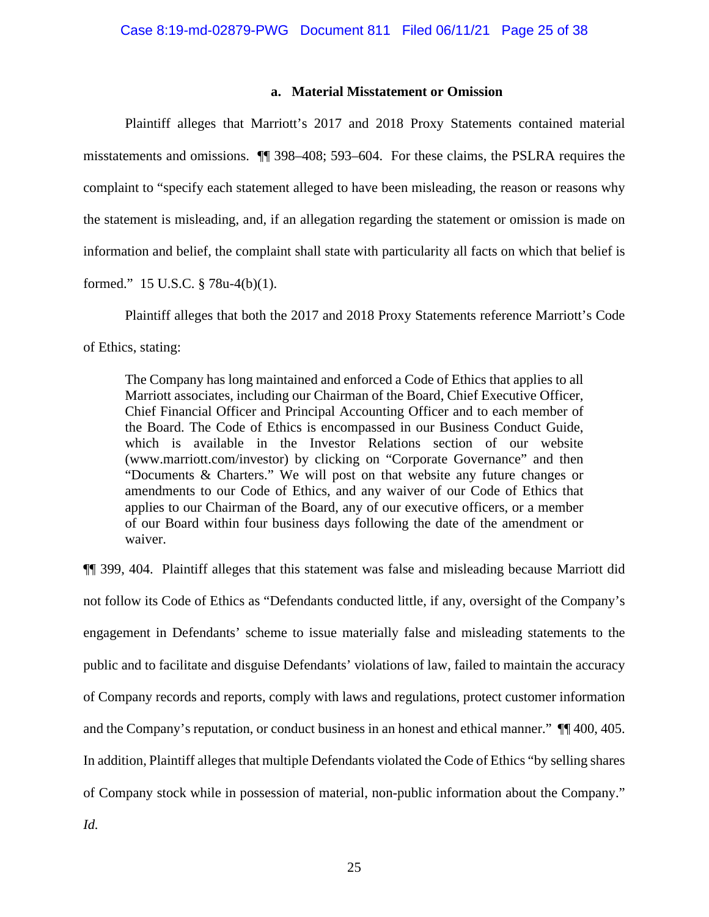#### a. Material Misstatement or Omission

Plaintiff alleges that Marriott's 2017 and 2018 Proxy Statements contained material misstatements and omissions. ¶¶ 398–408; 593–604. For these claims, the PSLRA requires the complaint to "specify each statement alleged to have been misleading, the reason or reasons why the statement is misleading, and, if an allegation regarding the statement or omission is made on information and belief, the complaint shall state with particularity all facts on which that belief is formed." 15 U.S.C. § 78u-4(b)(1).

Plaintiff alleges that both the 2017 and 2018 Proxy Statements reference Marriott's Code of Ethics, stating:

> The Company has long maintained and enforced a Code of Ethics that applies to all Marriott associates, including our Chairman of the Board, Chief Executive Officer, Chief Financial Officer and Principal Accounting Officer and to each member of the Board. The Code of Ethics is encompassed in our Business Conduct Guide, which is available in the Investor Relations section of our website (www.marriott.com/investor) by clicking on "Corporate Governance" and then "Documents & Charters." We will post on that website any future changes or amendments to our Code of Ethics, and any waiver of our Code of Ethics that applies to our Chairman of the Board, any of our executive officers, or a member of our Board within four business days following the date of the amendment or waiver.

¶¶ 399, 404. Plaintiff alleges that this statement was false and misleading because Marriott did not follow its Code of Ethics as "Defendants conducted little, if any, oversight of the Company's engagement in Defendants' scheme to issue materially false and misleading statements to the public and to facilitate and disguise Defendants' violations of law, failed to maintain the accuracy of Company records and reports, comply with laws and regulations, protect customer information and the Company's reputation, or conduct business in an honest and ethical manner." ¶¶ 400, 405. In addition, Plaintiff alleges that multiple Defendants violated the Code of Ethics "by selling shares of Company stock while in possession of material, non-public information about the Company." *Id.*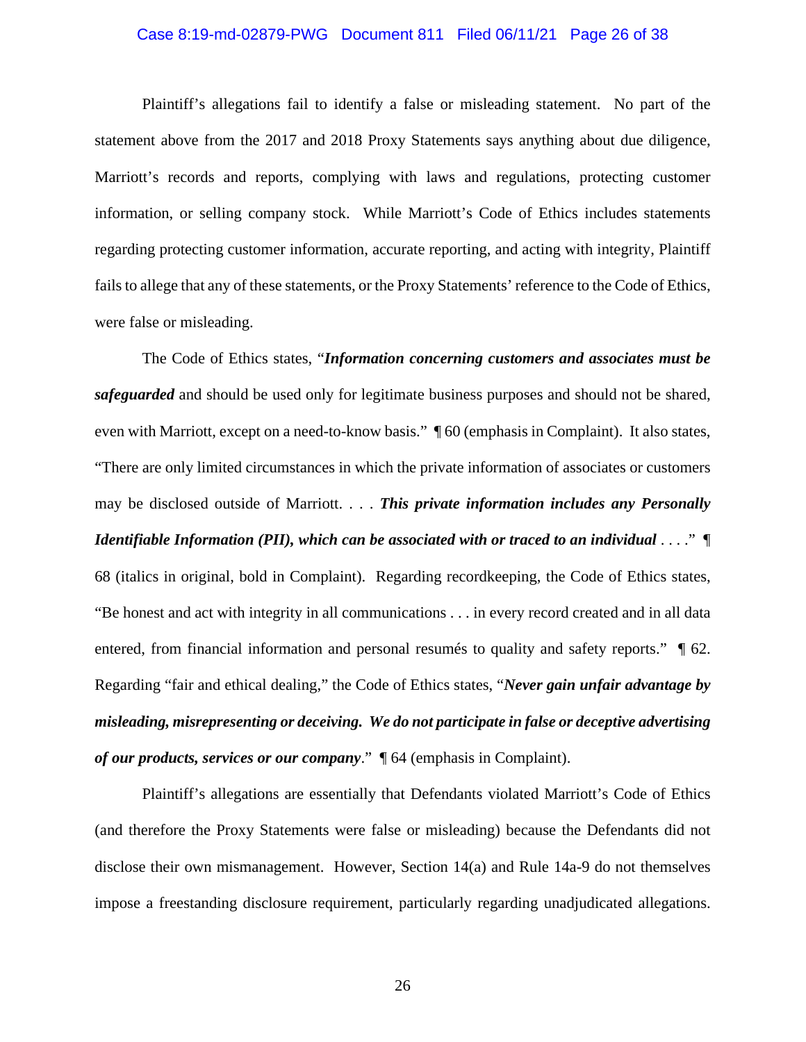Plaintiff's allegations fail to identify a false or misleading statement. No part of the statement above from the 2017 and 2018 Proxy Statements says anything about due diligence, Marriott's records and reports, complying with laws and regulations, protecting customer information, or selling company stock. While Marriott's Code of Ethics includes statements regarding protecting customer information, accurate reporting, and acting with integrity, Plaintiff fails to allege that any of these statements, or the Proxy Statements' reference to the Code of Ethics, were false or misleading.

The Code of Ethics states, "***Information concerning customers and associates must be safeguarded*** and should be used only for legitimate business purposes and should not be shared, even with Marriott, except on a need-to-know basis." ¶ 60 (emphasis in Complaint). It also states, "There are only limited circumstances in which the private information of associates or customers may be disclosed outside of Marriott. . . . ***This private information includes any Personally Identifiable Information (PII), which can be associated with or traced to an individual*** . . . ." ¶ 68 (italics in original, bold in Complaint). Regarding recordkeeping, the Code of Ethics states, "Be honest and act with integrity in all communications . . . in every record created and in all data entered, from financial information and personal resumés to quality and safety reports." ¶ 62. Regarding "fair and ethical dealing," the Code of Ethics states, "***Never gain unfair advantage by misleading, misrepresenting or deceiving. We do not participate in false or deceptive advertising of our products, services or our company***." ¶ 64 (emphasis in Complaint).

Plaintiff's allegations are essentially that Defendants violated Marriott's Code of Ethics (and therefore the Proxy Statements were false or misleading) because the Defendants did not disclose their own mismanagement. However, Section 14(a) and Rule 14a-9 do not themselves impose a freestanding disclosure requirement, particularly regarding unadjudicated allegations.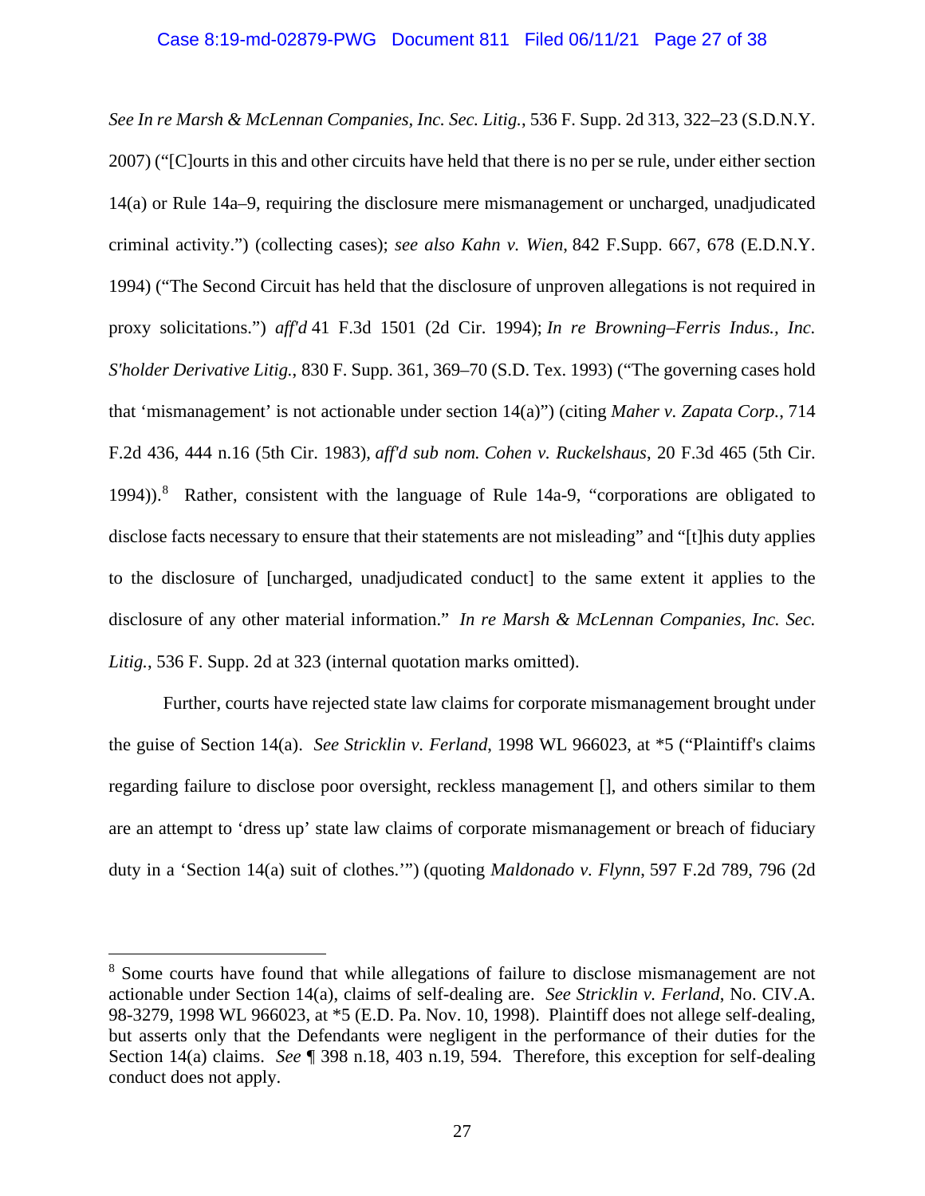*See In re Marsh & McLennan Companies, Inc. Sec. Litig.*, 536 F. Supp. 2d 313, 322–23 (S.D.N.Y. 2007) ("[C]ourts in this and other circuits have held that there is no per se rule, under either section 14(a) or Rule 14a–9, requiring the disclosure mere mismanagement or uncharged, unadjudicated criminal activity.") (collecting cases); *see also Kahn v. Wien*, 842 F.Supp. 667, 678 (E.D.N.Y. 1994) ("The Second Circuit has held that the disclosure of unproven allegations is not required in proxy solicitations.") *aff'd* 41 F.3d 1501 (2d Cir. 1994); *In re Browning–Ferris Indus., Inc. S'holder Derivative Litig.*, 830 F. Supp. 361, 369–70 (S.D. Tex. 1993) ("The governing cases hold that 'mismanagement' is not actionable under section 14(a)") (citing *Maher v. Zapata Corp.*, 714 F.2d 436, 444 n.16 (5th Cir. 1983), *aff'd sub nom. Cohen v. Ruckelshaus*, 20 F.3d 465 (5th Cir. 1994)).[8] Rather, consistent with the language of Rule 14a-9, "corporations are obligated to disclose facts necessary to ensure that their statements are not misleading" and "[t]his duty applies to the disclosure of [uncharged, unadjudicated conduct] to the same extent it applies to the disclosure of any other material information." *In re Marsh & McLennan Companies, Inc. Sec. Litig.*, 536 F. Supp. 2d at 323 (internal quotation marks omitted).

Further, courts have rejected state law claims for corporate mismanagement brought under the guise of Section 14(a). *See Stricklin v. Ferland*, 1998 WL 966023, at *5 ("Plaintiff's claims regarding failure to disclose poor oversight, reckless management [], and others similar to them are an attempt to 'dress up' state law claims of corporate mismanagement or breach of fiduciary duty in a 'Section 14(a) suit of clothes.'") (quoting *Maldonado v. Flynn*, 597 F.2d 789, 796 (2d

---

[8] Some courts have found that while allegations of failure to disclose mismanagement are not actionable under Section 14(a), claims of self-dealing are. *See Stricklin v. Ferland*, No. CIV.A. 98-3279, 1998 WL 966023, at *5 (E.D. Pa. Nov. 10, 1998). Plaintiff does not allege self-dealing, but asserts only that the Defendants were negligent in the performance of their duties for the Section 14(a) claims. *See* ¶ 398 n.18, 403 n.19, 594. Therefore, this exception for self-dealing conduct does not apply.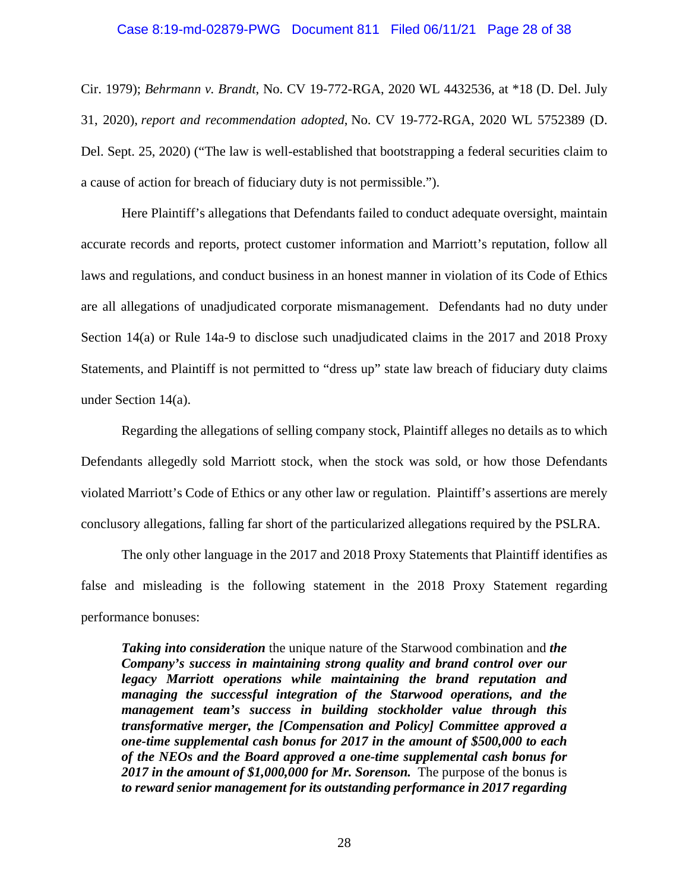Cir. 1979); *Behrmann v. Brandt*, No. CV 19-772-RGA, 2020 WL 4432536, at *18 (D. Del. July 31, 2020), *report and recommendation adopted*, No. CV 19-772-RGA, 2020 WL 5752389 (D. Del. Sept. 25, 2020) ("The law is well-established that bootstrapping a federal securities claim to a cause of action for breach of fiduciary duty is not permissible.").

Here Plaintiff's allegations that Defendants failed to conduct adequate oversight, maintain accurate records and reports, protect customer information and Marriott's reputation, follow all laws and regulations, and conduct business in an honest manner in violation of its Code of Ethics are all allegations of unadjudicated corporate mismanagement. Defendants had no duty under Section 14(a) or Rule 14a-9 to disclose such unadjudicated claims in the 2017 and 2018 Proxy Statements, and Plaintiff is not permitted to "dress up" state law breach of fiduciary duty claims under Section 14(a).

Regarding the allegations of selling company stock, Plaintiff alleges no details as to which Defendants allegedly sold Marriott stock, when the stock was sold, or how those Defendants violated Marriott's Code of Ethics or any other law or regulation. Plaintiff's assertions are merely conclusory allegations, falling far short of the particularized allegations required by the PSLRA.

The only other language in the 2017 and 2018 Proxy Statements that Plaintiff identifies as false and misleading is the following statement in the 2018 Proxy Statement regarding performance bonuses:

> ***Taking into consideration*** the unique nature of the Starwood combination and ***the Company's success in maintaining strong quality and brand control over our legacy Marriott operations while maintaining the brand reputation and managing the successful integration of the Starwood operations, and the management team's success in building stockholder value through this transformative merger, the [Compensation and Policy] Committee approved a one-time supplemental cash bonus for 2017 in the amount of $500,000 to each of the NEOs and the Board approved a one-time supplemental cash bonus for 2017 in the amount of $1,000,000 for Mr. Sorenson.*** The purpose of the bonus is ***to reward senior management for its outstanding performance in 2017 regarding***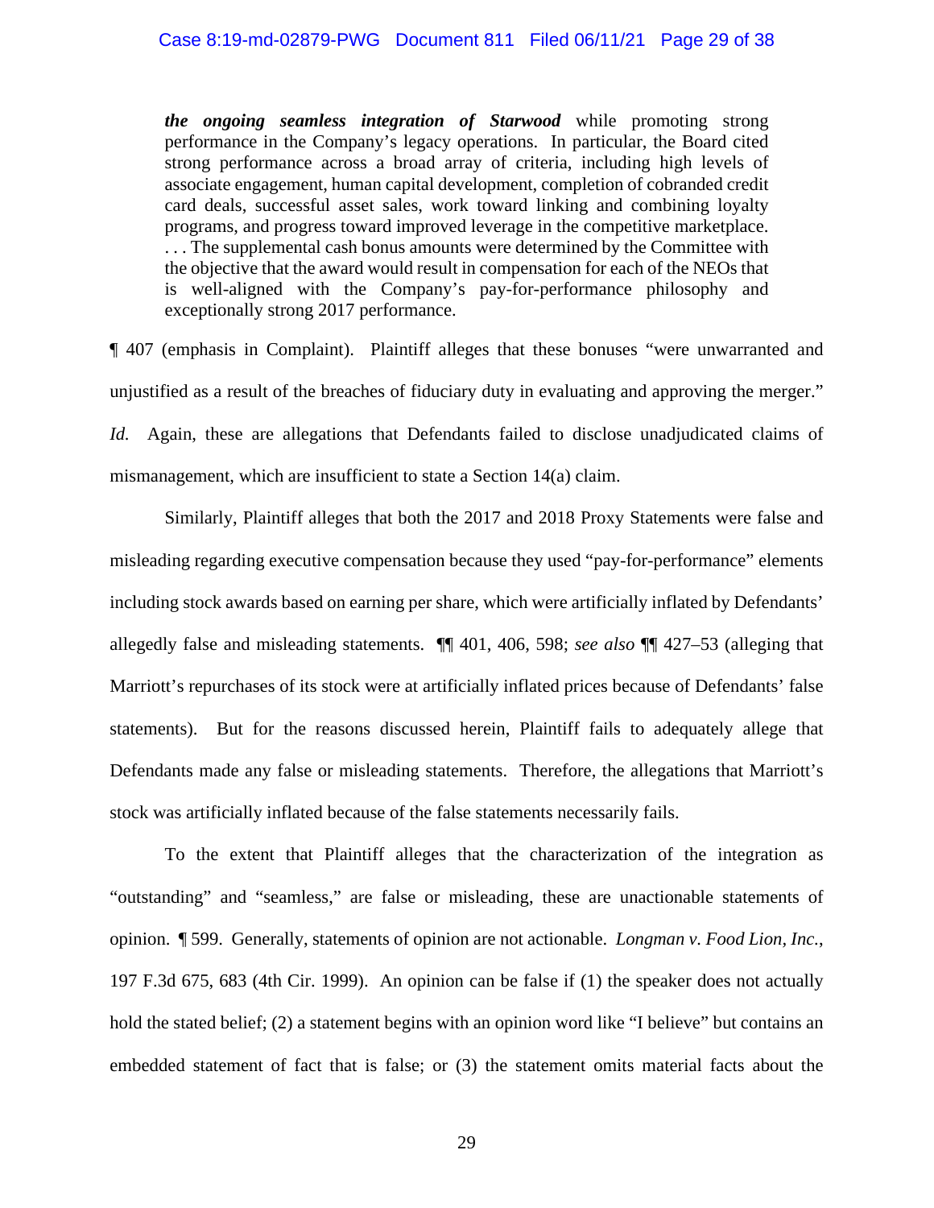> ***the ongoing seamless integration of Starwood*** while promoting strong performance in the Company's legacy operations. In particular, the Board cited strong performance across a broad array of criteria, including high levels of associate engagement, human capital development, completion of cobranded credit card deals, successful asset sales, work toward linking and combining loyalty programs, and progress toward improved leverage in the competitive marketplace. . . . The supplemental cash bonus amounts were determined by the Committee with the objective that the award would result in compensation for each of the NEOs that is well-aligned with the Company's pay-for-performance philosophy and exceptionally strong 2017 performance.

¶ 407 (emphasis in Complaint). Plaintiff alleges that these bonuses "were unwarranted and unjustified as a result of the breaches of fiduciary duty in evaluating and approving the merger." *Id.* Again, these are allegations that Defendants failed to disclose unadjudicated claims of mismanagement, which are insufficient to state a Section 14(a) claim.

Similarly, Plaintiff alleges that both the 2017 and 2018 Proxy Statements were false and misleading regarding executive compensation because they used "pay-for-performance" elements including stock awards based on earning per share, which were artificially inflated by Defendants' allegedly false and misleading statements. ¶¶ 401, 406, 598; *see also* ¶¶ 427–53 (alleging that Marriott's repurchases of its stock were at artificially inflated prices because of Defendants' false statements). But for the reasons discussed herein, Plaintiff fails to adequately allege that Defendants made any false or misleading statements. Therefore, the allegations that Marriott's stock was artificially inflated because of the false statements necessarily fails.

To the extent that Plaintiff alleges that the characterization of the integration as "outstanding" and "seamless," are false or misleading, these are unactionable statements of opinion. ¶ 599. Generally, statements of opinion are not actionable. *Longman v. Food Lion, Inc.*, 197 F.3d 675, 683 (4th Cir. 1999). An opinion can be false if (1) the speaker does not actually hold the stated belief; (2) a statement begins with an opinion word like "I believe" but contains an embedded statement of fact that is false; or (3) the statement omits material facts about the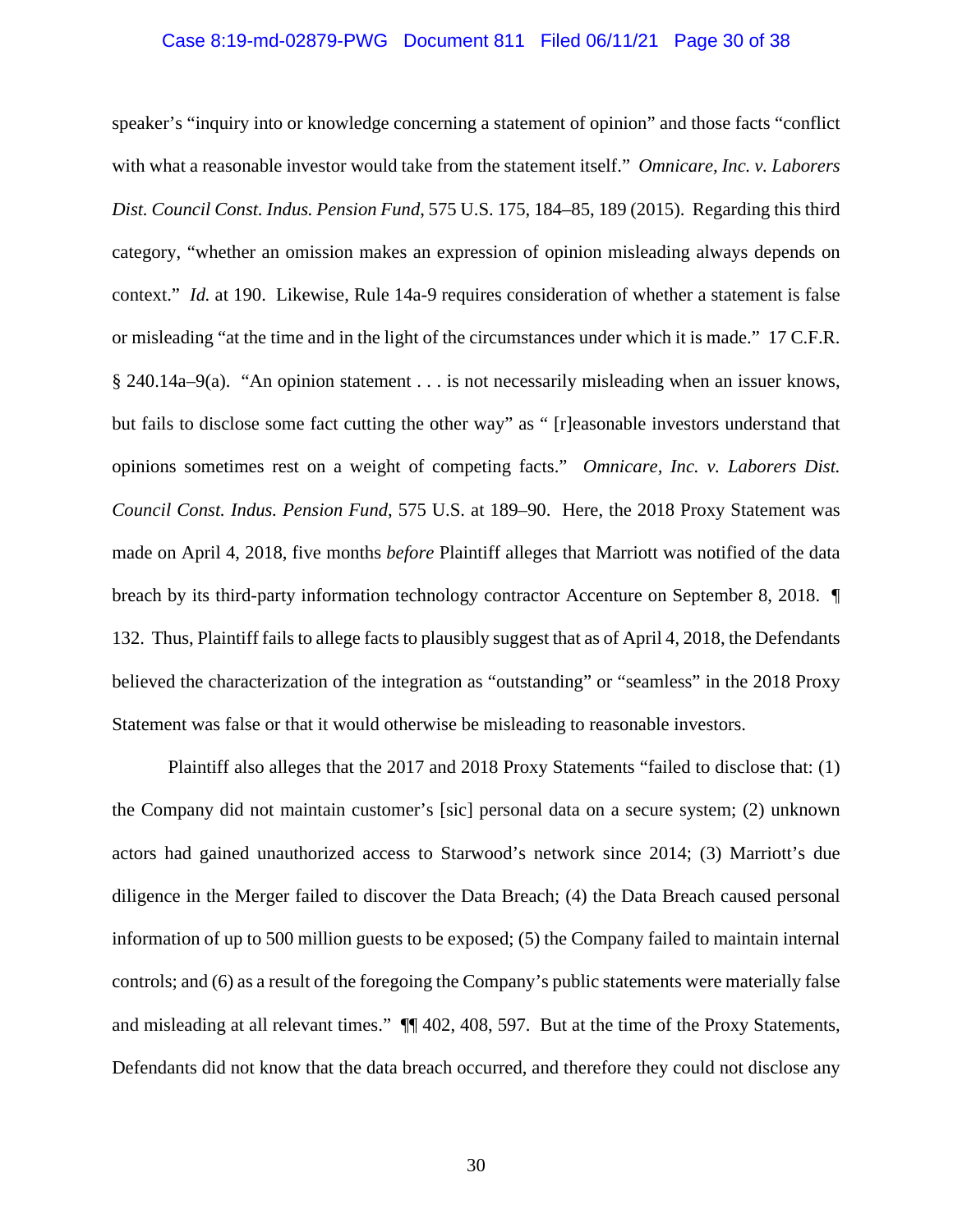speaker's "inquiry into or knowledge concerning a statement of opinion" and those facts "conflict with what a reasonable investor would take from the statement itself." *Omnicare, Inc. v. Laborers Dist. Council Const. Indus. Pension Fund*, 575 U.S. 175, 184–85, 189 (2015). Regarding this third category, "whether an omission makes an expression of opinion misleading always depends on context." *Id.* at 190. Likewise, Rule 14a-9 requires consideration of whether a statement is false or misleading "at the time and in the light of the circumstances under which it is made." 17 C.F.R. § 240.14a–9(a). "An opinion statement . . . is not necessarily misleading when an issuer knows, but fails to disclose some fact cutting the other way" as " [r]easonable investors understand that opinions sometimes rest on a weight of competing facts." *Omnicare, Inc. v. Laborers Dist. Council Const. Indus. Pension Fund*, 575 U.S. at 189–90. Here, the 2018 Proxy Statement was made on April 4, 2018, five months *before* Plaintiff alleges that Marriott was notified of the data breach by its third-party information technology contractor Accenture on September 8, 2018. ¶ 132. Thus, Plaintiff fails to allege facts to plausibly suggest that as of April 4, 2018, the Defendants believed the characterization of the integration as "outstanding" or "seamless" in the 2018 Proxy Statement was false or that it would otherwise be misleading to reasonable investors.

Plaintiff also alleges that the 2017 and 2018 Proxy Statements "failed to disclose that: (1) the Company did not maintain customer's [sic] personal data on a secure system; (2) unknown actors had gained unauthorized access to Starwood's network since 2014; (3) Marriott's due diligence in the Merger failed to discover the Data Breach; (4) the Data Breach caused personal information of up to 500 million guests to be exposed; (5) the Company failed to maintain internal controls; and (6) as a result of the foregoing the Company's public statements were materially false and misleading at all relevant times." ¶¶ 402, 408, 597. But at the time of the Proxy Statements, Defendants did not know that the data breach occurred, and therefore they could not disclose any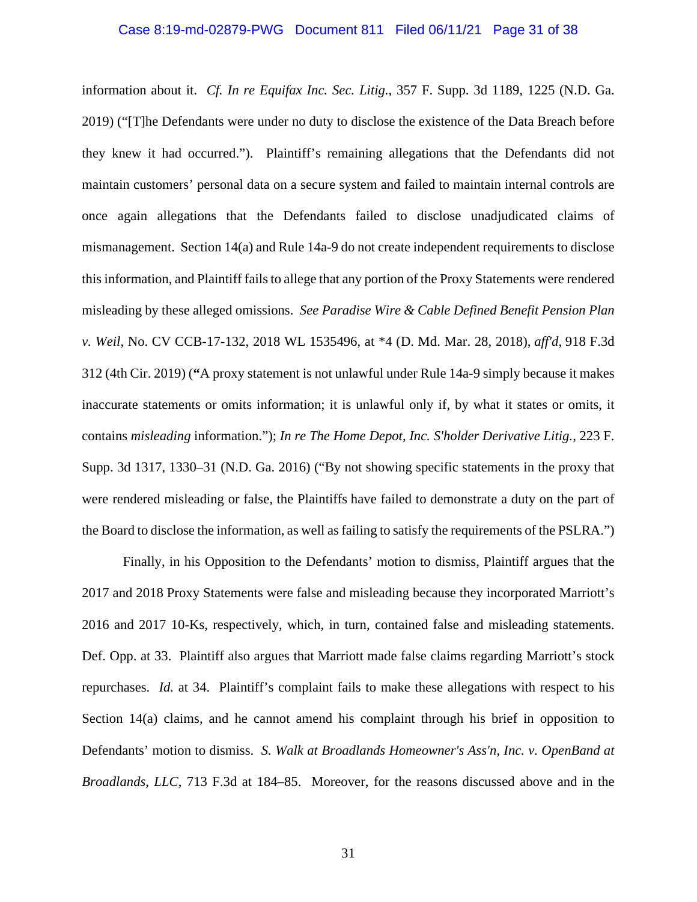information about it. *Cf. In re Equifax Inc. Sec. Litig.*, 357 F. Supp. 3d 1189, 1225 (N.D. Ga. 2019) ("[T]he Defendants were under no duty to disclose the existence of the Data Breach before they knew it had occurred."). Plaintiff's remaining allegations that the Defendants did not maintain customers' personal data on a secure system and failed to maintain internal controls are once again allegations that the Defendants failed to disclose unadjudicated claims of mismanagement. Section 14(a) and Rule 14a-9 do not create independent requirements to disclose this information, and Plaintiff fails to allege that any portion of the Proxy Statements were rendered misleading by these alleged omissions. *See Paradise Wire & Cable Defined Benefit Pension Plan v. Weil*, No. CV CCB-17-132, 2018 WL 1535496, at *4 (D. Md. Mar. 28, 2018), *aff'd*, 918 F.3d 312 (4th Cir. 2019) (**"**A proxy statement is not unlawful under Rule 14a-9 simply because it makes inaccurate statements or omits information; it is unlawful only if, by what it states or omits, it contains *misleading* information."); *In re The Home Depot, Inc. S'holder Derivative Litig.*, 223 F. Supp. 3d 1317, 1330–31 (N.D. Ga. 2016) ("By not showing specific statements in the proxy that were rendered misleading or false, the Plaintiffs have failed to demonstrate a duty on the part of the Board to disclose the information, as well as failing to satisfy the requirements of the PSLRA.")

Finally, in his Opposition to the Defendants' motion to dismiss, Plaintiff argues that the 2017 and 2018 Proxy Statements were false and misleading because they incorporated Marriott's 2016 and 2017 10-Ks, respectively, which, in turn, contained false and misleading statements. Def. Opp. at 33. Plaintiff also argues that Marriott made false claims regarding Marriott's stock repurchases. *Id.* at 34. Plaintiff's complaint fails to make these allegations with respect to his Section 14(a) claims, and he cannot amend his complaint through his brief in opposition to Defendants' motion to dismiss. *S. Walk at Broadlands Homeowner's Ass'n, Inc. v. OpenBand at Broadlands, LLC*, 713 F.3d at 184–85. Moreover, for the reasons discussed above and in the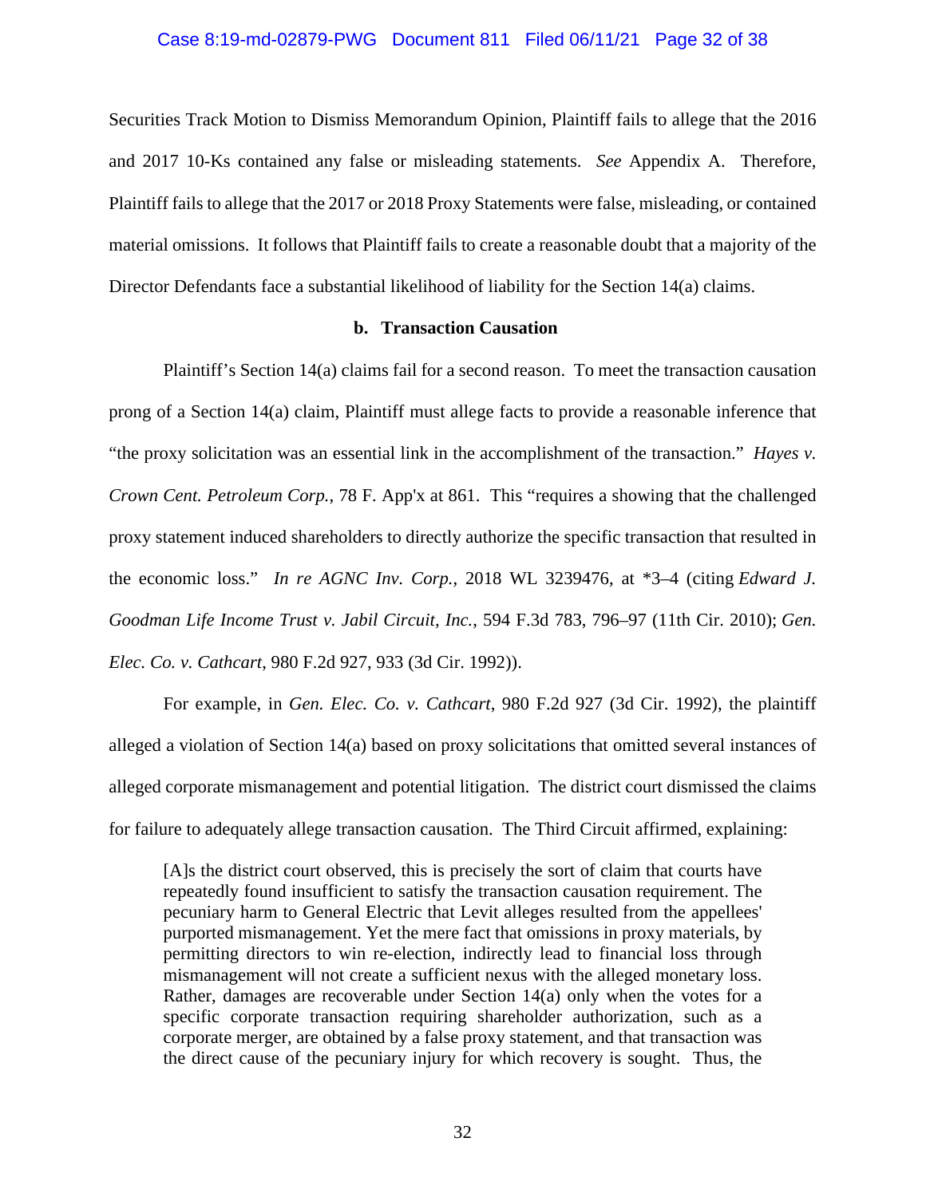Securities Track Motion to Dismiss Memorandum Opinion, Plaintiff fails to allege that the 2016 and 2017 10-Ks contained any false or misleading statements. *See* Appendix A. Therefore, Plaintiff fails to allege that the 2017 or 2018 Proxy Statements were false, misleading, or contained material omissions. It follows that Plaintiff fails to create a reasonable doubt that a majority of the Director Defendants face a substantial likelihood of liability for the Section 14(a) claims.

**b. Transaction Causation**

Plaintiff's Section 14(a) claims fail for a second reason. To meet the transaction causation prong of a Section 14(a) claim, Plaintiff must allege facts to provide a reasonable inference that "the proxy solicitation was an essential link in the accomplishment of the transaction." *Hayes v. Crown Cent. Petroleum Corp.*, 78 F. App'x at 861. This "requires a showing that the challenged proxy statement induced shareholders to directly authorize the specific transaction that resulted in the economic loss." *In re AGNC Inv. Corp.*, 2018 WL 3239476, at *3–4 (citing *Edward J. Goodman Life Income Trust v. Jabil Circuit, Inc.*, 594 F.3d 783, 796–97 (11th Cir. 2010); *Gen. Elec. Co. v. Cathcart*, 980 F.2d 927, 933 (3d Cir. 1992)).

For example, in *Gen. Elec. Co. v. Cathcart*, 980 F.2d 927 (3d Cir. 1992), the plaintiff alleged a violation of Section 14(a) based on proxy solicitations that omitted several instances of alleged corporate mismanagement and potential litigation. The district court dismissed the claims for failure to adequately allege transaction causation. The Third Circuit affirmed, explaining:

> [A]s the district court observed, this is precisely the sort of claim that courts have repeatedly found insufficient to satisfy the transaction causation requirement. The pecuniary harm to General Electric that Levit alleges resulted from the appellees' purported mismanagement. Yet the mere fact that omissions in proxy materials, by permitting directors to win re-election, indirectly lead to financial loss through mismanagement will not create a sufficient nexus with the alleged monetary loss. Rather, damages are recoverable under Section 14(a) only when the votes for a specific corporate transaction requiring shareholder authorization, such as a corporate merger, are obtained by a false proxy statement, and that transaction was the direct cause of the pecuniary injury for which recovery is sought. Thus, the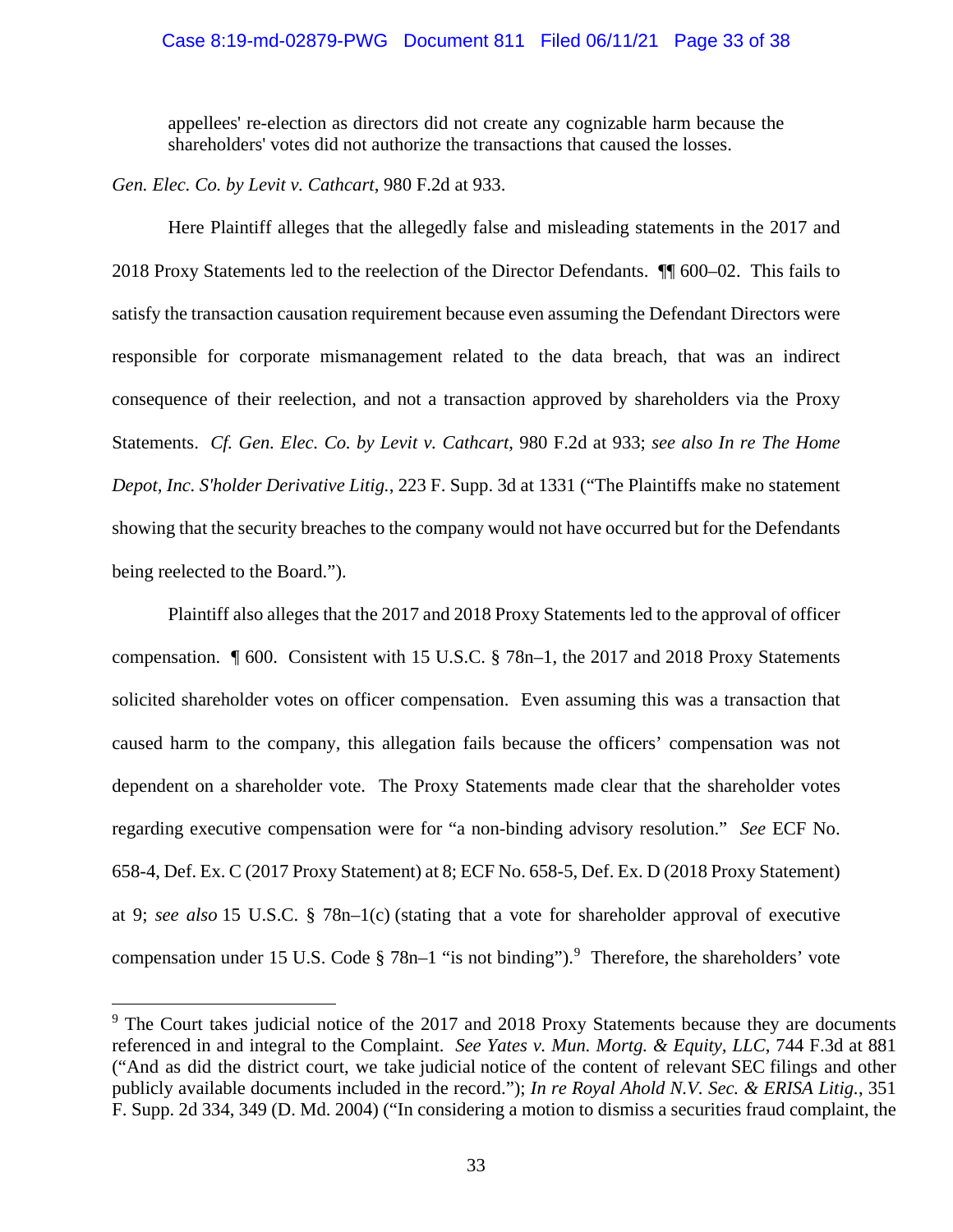> appellees' re-election as directors did not create any cognizable harm because the shareholders' votes did not authorize the transactions that caused the losses.

*Gen. Elec. Co. by Levit v. Cathcart*, 980 F.2d at 933.

Here Plaintiff alleges that the allegedly false and misleading statements in the 2017 and 2018 Proxy Statements led to the reelection of the Director Defendants. ¶¶ 600–02. This fails to satisfy the transaction causation requirement because even assuming the Defendant Directors were responsible for corporate mismanagement related to the data breach, that was an indirect consequence of their reelection, and not a transaction approved by shareholders via the Proxy Statements. *Cf. Gen. Elec. Co. by Levit v. Cathcart*, 980 F.2d at 933; *see also In re The Home Depot, Inc. S'holder Derivative Litig.*, 223 F. Supp. 3d at 1331 ("The Plaintiffs make no statement showing that the security breaches to the company would not have occurred but for the Defendants being reelected to the Board.").

Plaintiff also alleges that the 2017 and 2018 Proxy Statements led to the approval of officer compensation. ¶ 600. Consistent with 15 U.S.C. § 78n–1, the 2017 and 2018 Proxy Statements solicited shareholder votes on officer compensation. Even assuming this was a transaction that caused harm to the company, this allegation fails because the officers' compensation was not dependent on a shareholder vote. The Proxy Statements made clear that the shareholder votes regarding executive compensation were for "a non-binding advisory resolution." *See* ECF No. 658-4, Def. Ex. C (2017 Proxy Statement) at 8; ECF No. 658-5, Def. Ex. D (2018 Proxy Statement) at 9; *see also* 15 U.S.C. § 78n–1(c) (stating that a vote for shareholder approval of executive compensation under 15 U.S. Code § 78n–1 "is not binding").[9] Therefore, the shareholders' vote

---

[9] The Court takes judicial notice of the 2017 and 2018 Proxy Statements because they are documents referenced in and integral to the Complaint. *See Yates v. Mun. Mortg. & Equity, LLC*, 744 F.3d at 881 ("And as did the district court, we take judicial notice of the content of relevant SEC filings and other publicly available documents included in the record."); *In re Royal Ahold N.V. Sec. & ERISA Litig.*, 351 F. Supp. 2d 334, 349 (D. Md. 2004) ("In considering a motion to dismiss a securities fraud complaint, the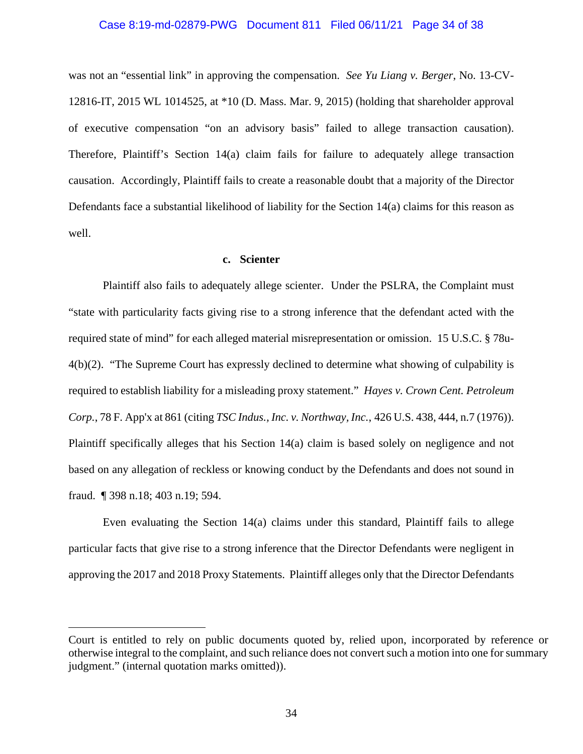was not an "essential link" in approving the compensation. *See Yu Liang v. Berger*, No. 13-CV-12816-IT, 2015 WL 1014525, at *10 (D. Mass. Mar. 9, 2015) (holding that shareholder approval of executive compensation "on an advisory basis" failed to allege transaction causation). Therefore, Plaintiff's Section 14(a) claim fails for failure to adequately allege transaction causation. Accordingly, Plaintiff fails to create a reasonable doubt that a majority of the Director Defendants face a substantial likelihood of liability for the Section 14(a) claims for this reason as well.

**c. Scienter**

Plaintiff also fails to adequately allege scienter. Under the PSLRA, the Complaint must "state with particularity facts giving rise to a strong inference that the defendant acted with the required state of mind" for each alleged material misrepresentation or omission. 15 U.S.C. § 78u-4(b)(2). "The Supreme Court has expressly declined to determine what showing of culpability is required to establish liability for a misleading proxy statement." *Hayes v. Crown Cent. Petroleum Corp.*, 78 F. App'x at 861 (citing *TSC Indus., Inc. v. Northway, Inc.*, 426 U.S. 438, 444, n.7 (1976)). Plaintiff specifically alleges that his Section 14(a) claim is based solely on negligence and not based on any allegation of reckless or knowing conduct by the Defendants and does not sound in fraud. ¶ 398 n.18; 403 n.19; 594.

Even evaluating the Section 14(a) claims under this standard, Plaintiff fails to allege particular facts that give rise to a strong inference that the Director Defendants were negligent in approving the 2017 and 2018 Proxy Statements. Plaintiff alleges only that the Director Defendants

---

Court is entitled to rely on public documents quoted by, relied upon, incorporated by reference or otherwise integral to the complaint, and such reliance does not convert such a motion into one for summary judgment." (internal quotation marks omitted)).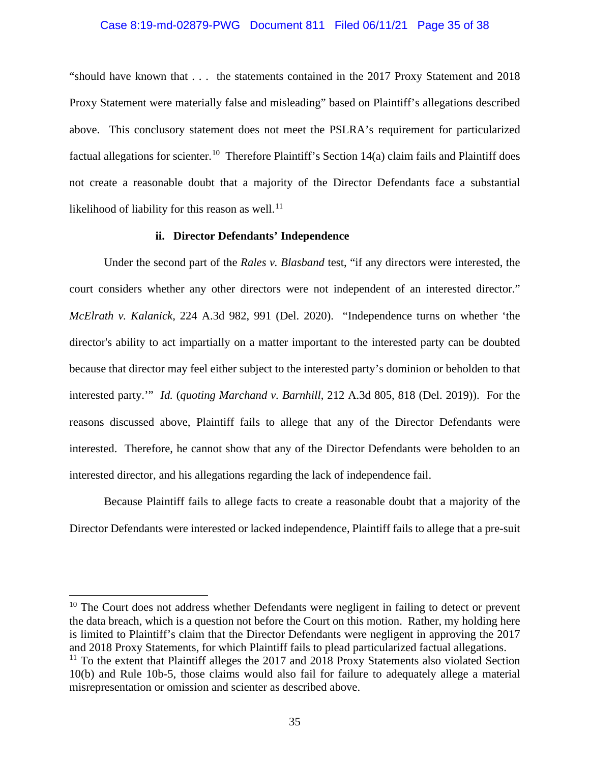"should have known that . . . the statements contained in the 2017 Proxy Statement and 2018 Proxy Statement were materially false and misleading" based on Plaintiff's allegations described above. This conclusory statement does not meet the PSLRA's requirement for particularized factual allegations for scienter.[10] Therefore Plaintiff's Section 14(a) claim fails and Plaintiff does not create a reasonable doubt that a majority of the Director Defendants face a substantial likelihood of liability for this reason as well.[11]

**ii. Director Defendants' Independence**

Under the second part of the *Rales v. Blasband* test, "if any directors were interested, the court considers whether any other directors were not independent of an interested director." *McElrath v. Kalanick*, 224 A.3d 982, 991 (Del. 2020). "Independence turns on whether 'the director's ability to act impartially on a matter important to the interested party can be doubted because that director may feel either subject to the interested party's dominion or beholden to that interested party.'" *Id.* (*quoting Marchand v. Barnhill*, 212 A.3d 805, 818 (Del. 2019)). For the reasons discussed above, Plaintiff fails to allege that any of the Director Defendants were interested. Therefore, he cannot show that any of the Director Defendants were beholden to an interested director, and his allegations regarding the lack of independence fail.

Because Plaintiff fails to allege facts to create a reasonable doubt that a majority of the Director Defendants were interested or lacked independence, Plaintiff fails to allege that a pre-suit

---

[10] The Court does not address whether Defendants were negligent in failing to detect or prevent the data breach, which is a question not before the Court on this motion. Rather, my holding here is limited to Plaintiff's claim that the Director Defendants were negligent in approving the 2017 and 2018 Proxy Statements, for which Plaintiff fails to plead particularized factual allegations.

[11] To the extent that Plaintiff alleges the 2017 and 2018 Proxy Statements also violated Section 10(b) and Rule 10b-5, those claims would also fail for failure to adequately allege a material misrepresentation or omission and scienter as described above.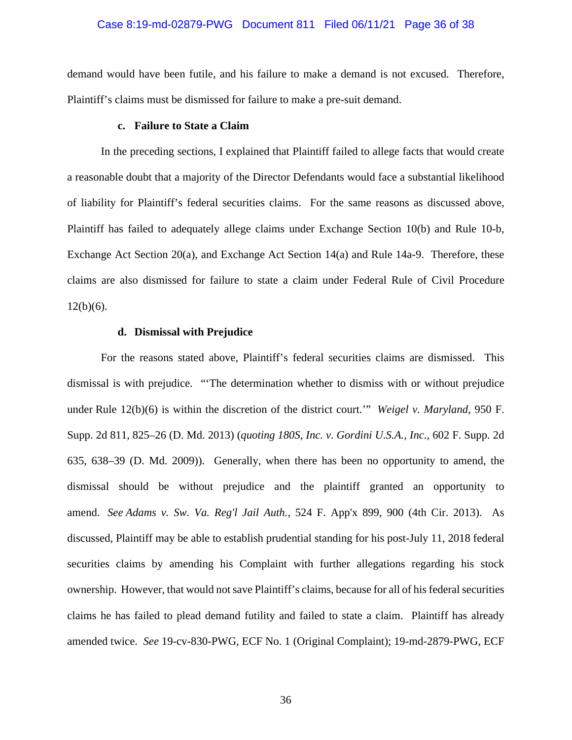demand would have been futile, and his failure to make a demand is not excused. Therefore, Plaintiff's claims must be dismissed for failure to make a pre-suit demand.

#### c. Failure to State a Claim

In the preceding sections, I explained that Plaintiff failed to allege facts that would create a reasonable doubt that a majority of the Director Defendants would face a substantial likelihood of liability for Plaintiff's federal securities claims. For the same reasons as discussed above, Plaintiff has failed to adequately allege claims under Exchange Section 10(b) and Rule 10-b, Exchange Act Section 20(a), and Exchange Act Section 14(a) and Rule 14a-9. Therefore, these claims are also dismissed for failure to state a claim under Federal Rule of Civil Procedure 12(b)(6).

#### d. Dismissal with Prejudice

For the reasons stated above, Plaintiff's federal securities claims are dismissed. This dismissal is with prejudice. "'The determination whether to dismiss with or without prejudice under Rule 12(b)(6) is within the discretion of the district court.'" *Weigel v. Maryland*, 950 F. Supp. 2d 811, 825–26 (D. Md. 2013) (*quoting 180S, Inc. v. Gordini U.S.A., Inc.*, 602 F. Supp. 2d 635, 638–39 (D. Md. 2009)). Generally, when there has been no opportunity to amend, the dismissal should be without prejudice and the plaintiff granted an opportunity to amend. *See Adams v. Sw. Va. Reg'l Jail Auth.*, 524 F. App'x 899, 900 (4th Cir. 2013). As discussed, Plaintiff may be able to establish prudential standing for his post-July 11, 2018 federal securities claims by amending his Complaint with further allegations regarding his stock ownership. However, that would not save Plaintiff's claims, because for all of his federal securities claims he has failed to plead demand futility and failed to state a claim. Plaintiff has already amended twice. *See* 19-cv-830-PWG, ECF No. 1 (Original Complaint); 19-md-2879-PWG, ECF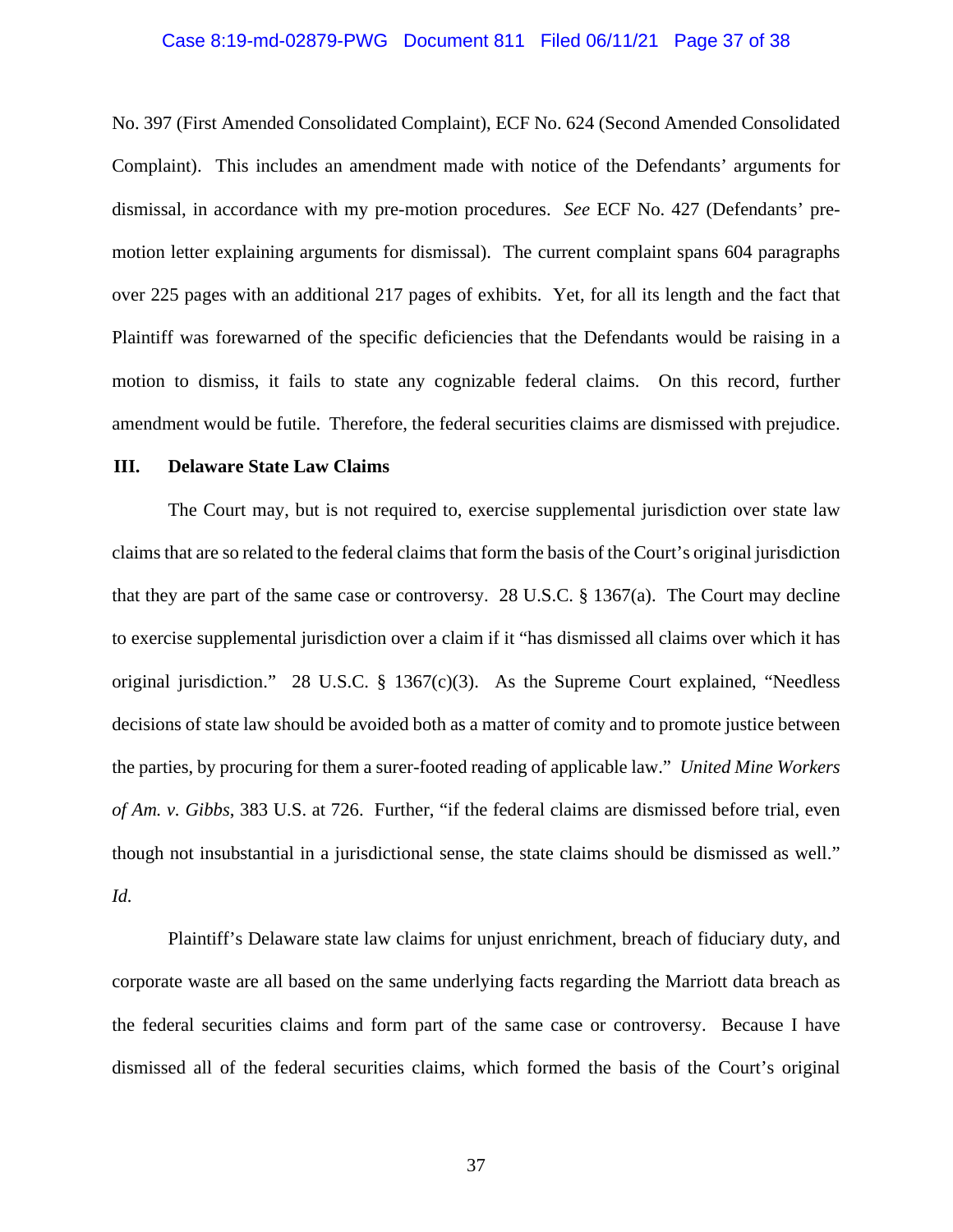No. 397 (First Amended Consolidated Complaint), ECF No. 624 (Second Amended Consolidated Complaint). This includes an amendment made with notice of the Defendants' arguments for dismissal, in accordance with my pre-motion procedures. *See* ECF No. 427 (Defendants' pre-motion letter explaining arguments for dismissal). The current complaint spans 604 paragraphs over 225 pages with an additional 217 pages of exhibits. Yet, for all its length and the fact that Plaintiff was forewarned of the specific deficiencies that the Defendants would be raising in a motion to dismiss, it fails to state any cognizable federal claims. On this record, further amendment would be futile. Therefore, the federal securities claims are dismissed with prejudice.

### III. Delaware State Law Claims

The Court may, but is not required to, exercise supplemental jurisdiction over state law claims that are so related to the federal claims that form the basis of the Court's original jurisdiction that they are part of the same case or controversy. 28 U.S.C. § 1367(a). The Court may decline to exercise supplemental jurisdiction over a claim if it "has dismissed all claims over which it has original jurisdiction." 28 U.S.C. § 1367(c)(3). As the Supreme Court explained, "Needless decisions of state law should be avoided both as a matter of comity and to promote justice between the parties, by procuring for them a surer-footed reading of applicable law." *United Mine Workers of Am. v. Gibbs*, 383 U.S. at 726. Further, "if the federal claims are dismissed before trial, even though not insubstantial in a jurisdictional sense, the state claims should be dismissed as well." *Id.*

Plaintiff's Delaware state law claims for unjust enrichment, breach of fiduciary duty, and corporate waste are all based on the same underlying facts regarding the Marriott data breach as the federal securities claims and form part of the same case or controversy. Because I have dismissed all of the federal securities claims, which formed the basis of the Court's original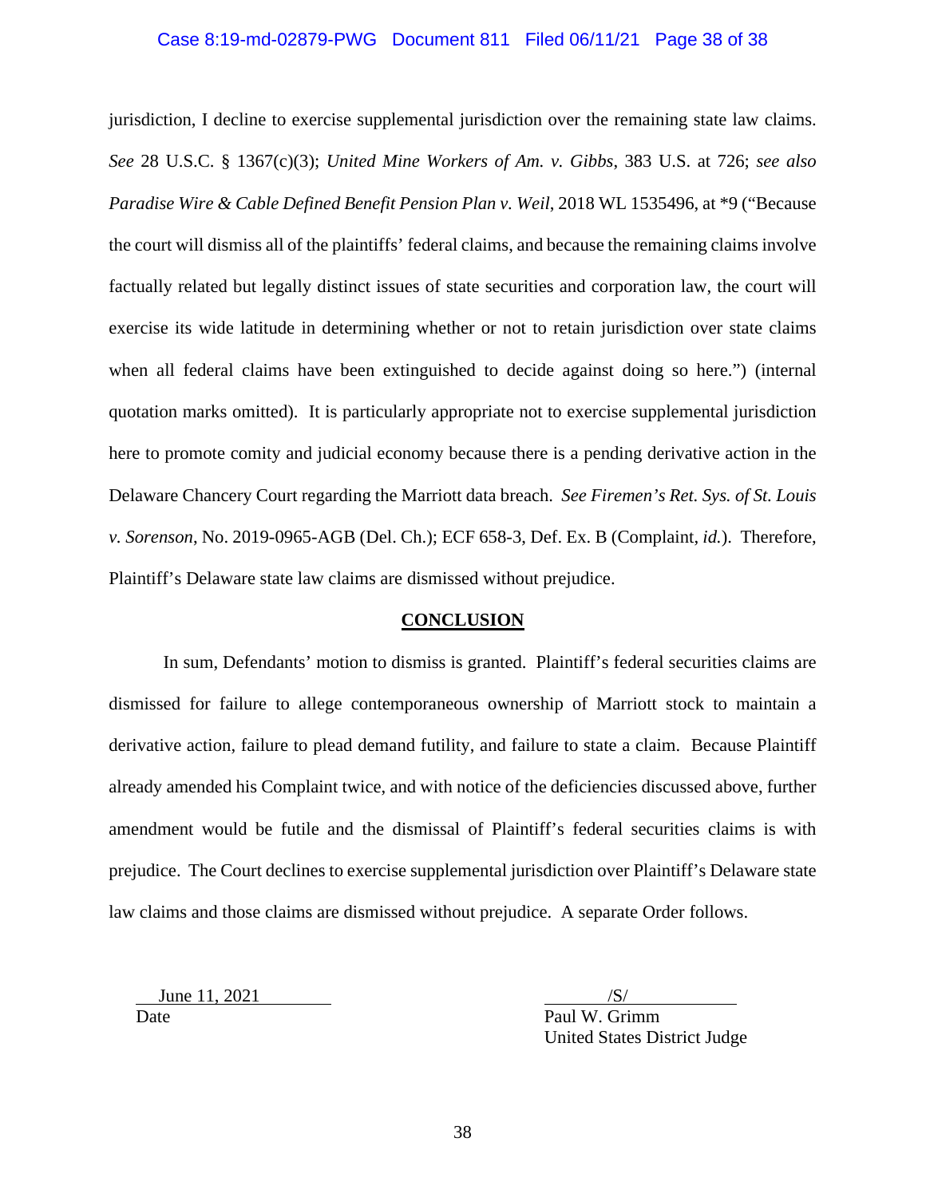jurisdiction, I decline to exercise supplemental jurisdiction over the remaining state law claims. *See* 28 U.S.C. § 1367(c)(3); *United Mine Workers of Am. v. Gibbs*, 383 U.S. at 726; *see also Paradise Wire & Cable Defined Benefit Pension Plan v. Weil*, 2018 WL 1535496, at *9 ("Because the court will dismiss all of the plaintiffs' federal claims, and because the remaining claims involve factually related but legally distinct issues of state securities and corporation law, the court will exercise its wide latitude in determining whether or not to retain jurisdiction over state claims when all federal claims have been extinguished to decide against doing so here.") (internal quotation marks omitted). It is particularly appropriate not to exercise supplemental jurisdiction here to promote comity and judicial economy because there is a pending derivative action in the Delaware Chancery Court regarding the Marriott data breach. *See Firemen's Ret. Sys. of St. Louis v. Sorenson*, No. 2019-0965-AGB (Del. Ch.); ECF 658-3, Def. Ex. B (Complaint, *id.*). Therefore, Plaintiff's Delaware state law claims are dismissed without prejudice.

## CONCLUSION

In sum, Defendants' motion to dismiss is granted. Plaintiff's federal securities claims are dismissed for failure to allege contemporaneous ownership of Marriott stock to maintain a derivative action, failure to plead demand futility, and failure to state a claim. Because Plaintiff already amended his Complaint twice, and with notice of the deficiencies discussed above, further amendment would be futile and the dismissal of Plaintiff's federal securities claims is with prejudice. The Court declines to exercise supplemental jurisdiction over Plaintiff's Delaware state law claims and those claims are dismissed without prejudice. A separate Order follows.

June 11, 2021
Date

/S/
Paul W. Grimm
United States District Judge